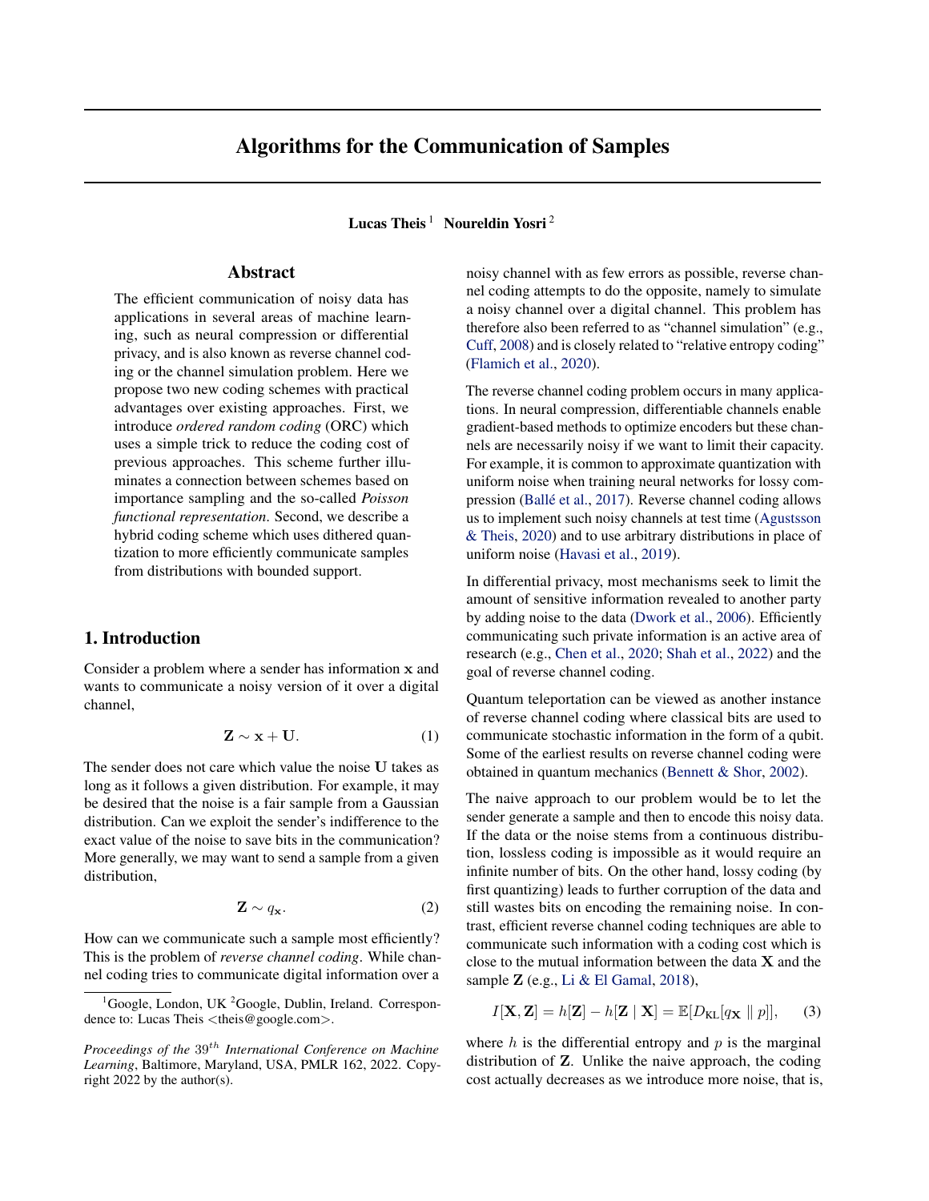# Algorithms for the Communication of Samples

**Lucas Theis** [1] **Noureldin Yosri** [2]

## Abstract

The efficient communication of noisy data has applications in several areas of machine learning, such as neural compression or differential privacy, and is also known as reverse channel coding or the channel simulation problem. Here we propose two new coding schemes with practical advantages over existing approaches. First, we introduce *ordered random coding* (ORC) which uses a simple trick to reduce the coding cost of previous approaches. This scheme further illuminates a connection between schemes based on importance sampling and the so-called *Poisson functional representation*. Second, we describe a hybrid coding scheme which uses dithered quantization to more efficiently communicate samples from distributions with bounded support.

## 1. Introduction

Consider a problem where a sender has information $\mathbf{x}$ and wants to communicate a noisy version of it over a digital channel,

$$\mathbf{Z} \sim \mathbf{x} + \mathbf{U}. \tag{1}$$

The sender does not care which value the noise $\mathbf{U}$ takes as long as it follows a given distribution. For example, it may be desired that the noise is a fair sample from a Gaussian distribution. Can we exploit the sender's indifference to the exact value of the noise to save bits in the communication? More generally, we may want to send a sample from a given distribution,

$$\mathbf{Z} \sim q_{\mathbf{x}}. \tag{2}$$

How can we communicate such a sample most efficiently? This is the problem of *reverse channel coding*. While channel coding tries to communicate digital information over a noisy channel with as few errors as possible, reverse channel coding attempts to do the opposite, namely to simulate a noisy channel over a digital channel. This problem has therefore also been referred to as "channel simulation" (e.g., Cuff, 2008) and is closely related to "relative entropy coding" (Flamich et al., 2020).

The reverse channel coding problem occurs in many applications. In neural compression, differentiable channels enable gradient-based methods to optimize encoders but these channels are necessarily noisy if we want to limit their capacity. For example, it is common to approximate quantization with uniform noise when training neural networks for lossy compression (Ballé et al., 2017). Reverse channel coding allows us to implement such noisy channels at test time (Agustsson & Theis, 2020) and to use arbitrary distributions in place of uniform noise (Havasi et al., 2019).

In differential privacy, most mechanisms seek to limit the amount of sensitive information revealed to another party by adding noise to the data (Dwork et al., 2006). Efficiently communicating such private information is an active area of research (e.g., Chen et al., 2020; Shah et al., 2022) and the goal of reverse channel coding.

Quantum teleportation can be viewed as another instance of reverse channel coding where classical bits are used to communicate stochastic information in the form of a qubit. Some of the earliest results on reverse channel coding were obtained in quantum mechanics (Bennett & Shor, 2002).

The naive approach to our problem would be to let the sender generate a sample and then to encode this noisy data. If the data or the noise stems from a continuous distribution, lossless coding is impossible as it would require an infinite number of bits. On the other hand, lossy coding (by first quantizing) leads to further corruption of the data and still wastes bits on encoding the remaining noise. In contrast, efficient reverse channel coding techniques are able to communicate such information with a coding cost which is close to the mutual information between the data $\mathbf{X}$ and the sample $\mathbf{Z}$ (e.g., Li & El Gamal, 2018),

$$I[\mathbf{X}, \mathbf{Z}] = h[\mathbf{Z}] - h[\mathbf{Z} \mid \mathbf{X}] = \mathbb{E}[D_{\text{KL}}[q_{\mathbf{X}} \parallel p]], \tag{3}$$

where $h$ is the differential entropy and $p$ is the marginal distribution of $\mathbf{Z}$. Unlike the naive approach, the coding cost actually decreases as we introduce more noise, that is,

---

[1] Google, London, UK [2] Google, Dublin, Ireland. Correspondence to: Lucas Theis <theis@google.com>.

*Proceedings of the* $39^{th}$ *International Conference on Machine Learning*, Baltimore, Maryland, USA, PMLR 162, 2022. Copyright 2022 by the author(s).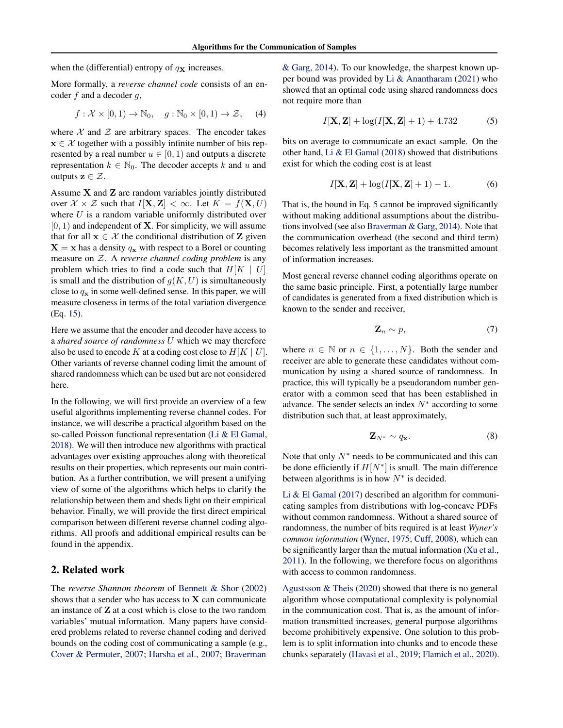when the (differential) entropy of $q_{\mathbf{X}}$ increases.

More formally, a *reverse channel code* consists of an encoder $f$ and a decoder $g$,

$$f : \mathcal{X} \times [0, 1) \to \mathbb{N}_0, \quad g : \mathbb{N}_0 \times [0, 1) \to \mathcal{Z}, \tag{4}$$

where $\mathcal{X}$ and $\mathcal{Z}$ are arbitrary spaces. The encoder takes $\mathbf{x} \in \mathcal{X}$ together with a possibly infinite number of bits represented by a real number $u \in [0, 1)$ and outputs a discrete representation $k \in \mathbb{N}_0$. The decoder accepts $k$ and $u$ and outputs $\mathbf{z} \in \mathcal{Z}$.

Assume $\mathbf{X}$ and $\mathbf{Z}$ are random variables jointly distributed over $\mathcal{X} \times \mathcal{Z}$ such that $I[\mathbf{X}, \mathbf{Z}] < \infty$. Let $K = f(\mathbf{X}, U)$ where $U$ is a random variable uniformly distributed over $[0, 1)$ and independent of $\mathbf{X}$. For simplicity, we will assume that for all $\mathbf{x} \in \mathcal{X}$ the conditional distribution of $\mathbf{Z}$ given $\mathbf{X} = \mathbf{x}$ has a density $q_{\mathbf{x}}$ with respect to a Borel or counting measure on $\mathcal{Z}$. A *reverse channel coding problem* is any problem which tries to find a code such that $H[K \mid U]$ is small and the distribution of $g(K, U)$ is simultaneously close to $q_{\mathbf{x}}$ in some well-defined sense. In this paper, we will measure closeness in terms of the total variation divergence (Eq. 15).

Here we assume that the encoder and decoder have access to a *shared source of randomness* $U$ which we may therefore also be used to encode $K$ at a coding cost close to $H[K \mid U]$. Other variants of reverse channel coding limit the amount of shared randomness which can be used but are not considered here.

In the following, we will first provide an overview of a few useful algorithms implementing reverse channel codes. For instance, we will describe a practical algorithm based on the so-called Poisson functional representation (Li & El Gamal, 2018). We will then introduce new algorithms with practical advantages over existing approaches along with theoretical results on their properties, which represents our main contribution. As a further contribution, we will present a unifying view of some of the algorithms which helps to clarify the relationship between them and sheds light on their empirical behavior. Finally, we will provide the first direct empirical comparison between different reverse channel coding algorithms. All proofs and additional empirical results can be found in the appendix.

## 2. Related work

The *reverse Shannon theorem* of Bennett & Shor (2002) shows that a sender who has access to $\mathbf{X}$ can communicate an instance of $\mathbf{Z}$ at a cost which is close to the two random variables' mutual information. Many papers have considered problems related to reverse channel coding and derived bounds on the coding cost of communicating a sample (e.g., Cover & Permuter, 2007; Harsha et al., 2007; Braverman & Garg, 2014). To our knowledge, the sharpest known upper bound was provided by Li & Anantharam (2021) who showed that an optimal code using shared randomness does not require more than

$$I[\mathbf{X}, \mathbf{Z}] + \log(I[\mathbf{X}, \mathbf{Z}] + 1) + 4.732 \tag{5}$$

bits on average to communicate an exact sample. On the other hand, Li & El Gamal (2018) showed that distributions exist for which the coding cost is at least

$$I[\mathbf{X}, \mathbf{Z}] + \log(I[\mathbf{X}, \mathbf{Z}] + 1) - 1. \tag{6}$$

That is, the bound in Eq. 5 cannot be improved significantly without making additional assumptions about the distributions involved (see also Braverman & Garg, 2014). Note that the communication overhead (the second and third term) becomes relatively less important as the transmitted amount of information increases.

Most general reverse channel coding algorithms operate on the same basic principle. First, a potentially large number of candidates is generated from a fixed distribution which is known to the sender and receiver,

$$\mathbf{Z}_n \sim p, \tag{7}$$

where $n \in \mathbb{N}$ or $n \in \{1, \ldots, N\}$. Both the sender and receiver are able to generate these candidates without communication by using a shared source of randomness. In practice, this will typically be a pseudorandom number generator with a common seed that has been established in advance. The sender selects an index $N^*$ according to some distribution such that, at least approximately,

$$\mathbf{Z}_{N^*} \sim q_{\mathbf{x}}. \tag{8}$$

Note that only $N^*$ needs to be communicated and this can be done efficiently if $H[N^*]$ is small. The main difference between algorithms is in how $N^*$ is decided.

Li & El Gamal (2017) described an algorithm for communicating samples from distributions with log-concave PDFs without common randomness. Without a shared source of randomness, the number of bits required is at least *Wyner's common information* (Wyner, 1975; Cuff, 2008), which can be significantly larger than the mutual information (Xu et al., 2011). In the following, we therefore focus on algorithms with access to common randomness.

Agustsson & Theis (2020) showed that there is no general algorithm whose computational complexity is polynomial in the communication cost. That is, as the amount of information transmitted increases, general purpose algorithms become prohibitively expensive. One solution to this problem is to split information into chunks and to encode these chunks separately (Havasi et al., 2019; Flamich et al., 2020).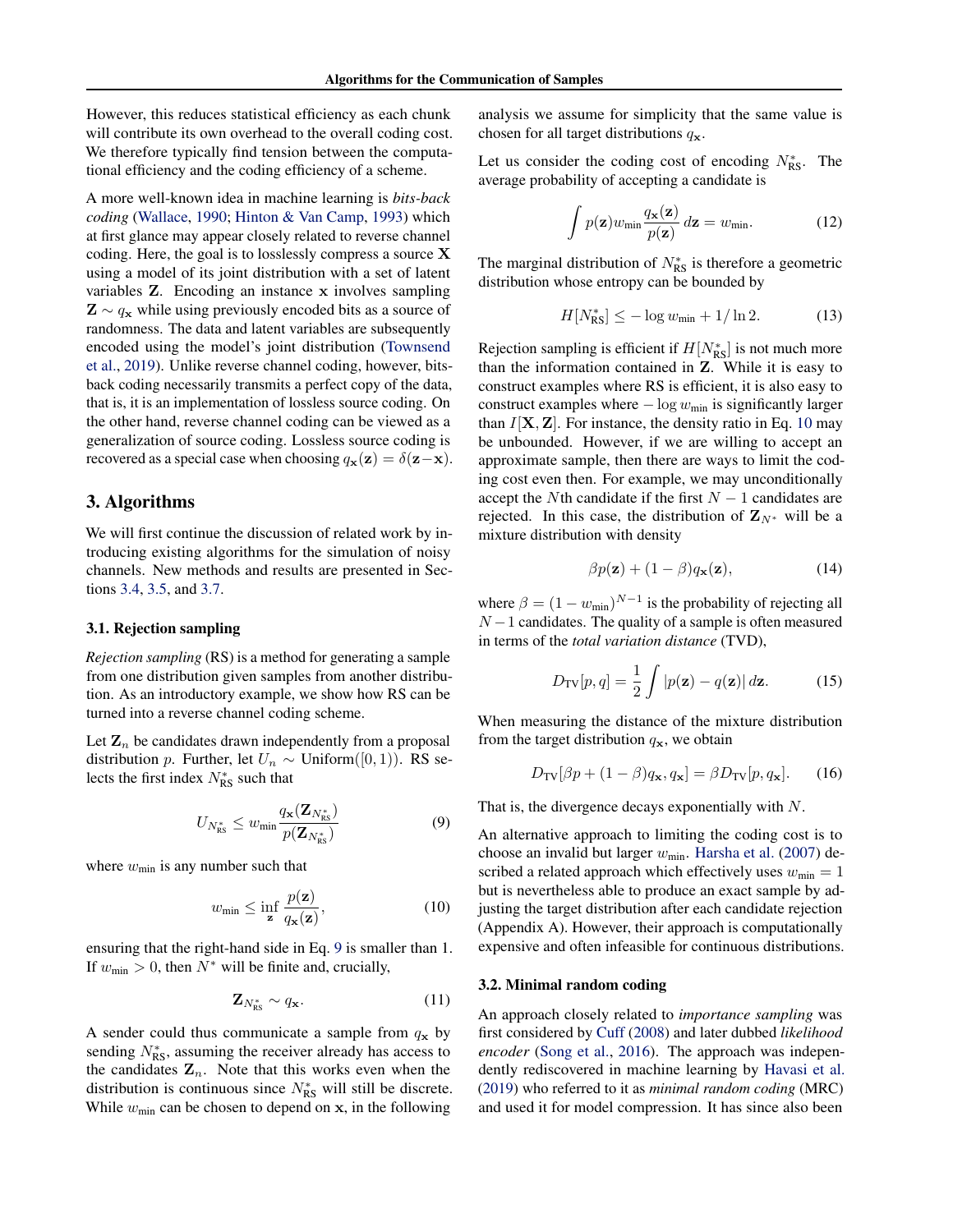However, this reduces statistical efficiency as each chunk will contribute its own overhead to the overall coding cost. We therefore typically find tension between the computational efficiency and the coding efficiency of a scheme.

A more well-known idea in machine learning is *bits-back coding* (Wallace, 1990; Hinton & Van Camp, 1993) which at first glance may appear closely related to reverse channel coding. Here, the goal is to losslessly compress a source $\mathbf{X}$ using a model of its joint distribution with a set of latent variables $\mathbf{Z}$. Encoding an instance $\mathbf{x}$ involves sampling $\mathbf{Z} \sim q_{\mathbf{x}}$ while using previously encoded bits as a source of randomness. The data and latent variables are subsequently encoded using the model's joint distribution (Townsend et al., 2019). Unlike reverse channel coding, however, bits-back coding necessarily transmits a perfect copy of the data, that is, it is an implementation of lossless source coding. On the other hand, reverse channel coding can be viewed as a generalization of source coding. Lossless source coding is recovered as a special case when choosing $q_{\mathbf{x}}(\mathbf{z}) = \delta(\mathbf{z} - \mathbf{x})$.

## 3. Algorithms

We will first continue the discussion of related work by introducing existing algorithms for the simulation of noisy channels. New methods and results are presented in Sections 3.4, 3.5, and 3.7.

### 3.1. Rejection sampling

*Rejection sampling* (RS) is a method for generating a sample from one distribution given samples from another distribution. As an introductory example, we show how RS can be turned into a reverse channel coding scheme.

Let $\mathbf{Z}_n$ be candidates drawn independently from a proposal distribution $p$. Further, let $U_n \sim \text{Uniform}([0, 1))$. RS selects the first index $N^*_{\text{RS}}$ such that

$$U_{N^*_{\text{RS}}} \leq w_{\min} \frac{q_{\mathbf{x}}(\mathbf{Z}_{N^*_{\text{RS}}})}{p(\mathbf{Z}_{N^*_{\text{RS}}})} \tag{9}$$

where $w_{\min}$ is any number such that

$$w_{\min} \leq \inf_{\mathbf{z}} \frac{p(\mathbf{z})}{q_{\mathbf{x}}(\mathbf{z})}, \tag{10}$$

ensuring that the right-hand side in Eq. 9 is smaller than 1. If $w_{\min} > 0$, then $N^*$ will be finite and, crucially,

$$\mathbf{Z}_{N^*_{\text{RS}}} \sim q_{\mathbf{x}}. \tag{11}$$

A sender could thus communicate a sample from $q_{\mathbf{x}}$ by sending $N^*_{\text{RS}}$, assuming the receiver already has access to the candidates $\mathbf{Z}_n$. Note that this works even when the distribution is continuous since $N^*_{\text{RS}}$ will still be discrete. While $w_{\min}$ can be chosen to depend on $\mathbf{x}$, in the following analysis we assume for simplicity that the same value is chosen for all target distributions $q_{\mathbf{x}}$.

Let us consider the coding cost of encoding $N^*_{\text{RS}}$. The average probability of accepting a candidate is

$$\int p(\mathbf{z}) w_{\min} \frac{q_{\mathbf{x}}(\mathbf{z})}{p(\mathbf{z})} \, d\mathbf{z} = w_{\min}. \tag{12}$$

The marginal distribution of $N^*_{\text{RS}}$ is therefore a geometric distribution whose entropy can be bounded by

$$H[N^*_{\text{RS}}] \leq -\log w_{\min} + 1/\ln 2. \tag{13}$$

Rejection sampling is efficient if $H[N^*_{\text{RS}}]$ is not much more than the information contained in $\mathbf{Z}$. While it is easy to construct examples where RS is efficient, it is also easy to construct examples where $-\log w_{\min}$ is significantly larger than $I[\mathbf{X}, \mathbf{Z}]$. For instance, the density ratio in Eq. 10 may be unbounded. However, if we are willing to accept an approximate sample, then there are ways to limit the coding cost even then. For example, we may unconditionally accept the $N$th candidate if the first $N - 1$ candidates are rejected. In this case, the distribution of $\mathbf{Z}_{N^*}$ will be a mixture distribution with density

$$\beta p(\mathbf{z}) + (1 - \beta) q_{\mathbf{x}}(\mathbf{z}), \tag{14}$$

where $\beta = (1 - w_{\min})^{N-1}$ is the probability of rejecting all $N - 1$ candidates. The quality of a sample is often measured in terms of the *total variation distance* (TVD),

$$D_{\text{TV}}[p, q] = \frac{1}{2} \int |p(\mathbf{z}) - q(\mathbf{z})| \, d\mathbf{z}. \tag{15}$$

When measuring the distance of the mixture distribution from the target distribution $q_{\mathbf{x}}$, we obtain

$$D_{\text{TV}}[\beta p + (1 - \beta) q_{\mathbf{x}}, q_{\mathbf{x}}] = \beta D_{\text{TV}}[p, q_{\mathbf{x}}]. \tag{16}$$

That is, the divergence decays exponentially with $N$.

An alternative approach to limiting the coding cost is to choose an invalid but larger $w_{\min}$. Harsha et al. (2007) described a related approach which effectively uses $w_{\min} = 1$ but is nevertheless able to produce an exact sample by adjusting the target distribution after each candidate rejection (Appendix A). However, their approach is computationally expensive and often infeasible for continuous distributions.

### 3.2. Minimal random coding

An approach closely related to *importance sampling* was first considered by Cuff (2008) and later dubbed *likelihood encoder* (Song et al., 2016). The approach was independently rediscovered in machine learning by Havasi et al. (2019) who referred to it as *minimal random coding* (MRC) and used it for model compression. It has since also been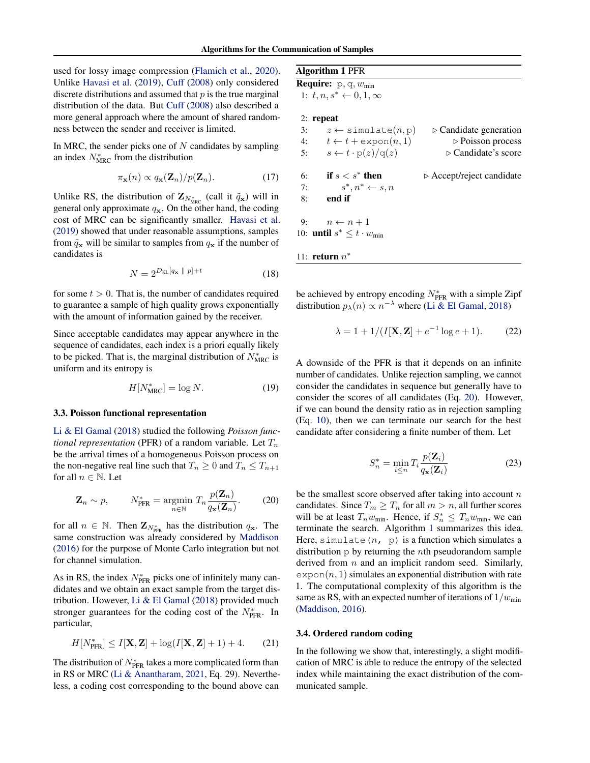used for lossy image compression (Flamich et al., 2020). Unlike Havasi et al. (2019), Cuff (2008) only considered discrete distributions and assumed that $p$ is the true marginal distribution of the data. But Cuff (2008) also described a more general approach where the amount of shared randomness between the sender and receiver is limited.

In MRC, the sender picks one of $N$ candidates by sampling an index $N^*_{\text{MRC}}$ from the distribution

$$\pi_{\mathbf{x}}(n) \propto q_{\mathbf{x}}(\mathbf{Z}_n)/p(\mathbf{Z}_n). \tag{17}$$

Unlike RS, the distribution of $\mathbf{Z}_{N^*_{\text{MRC}}}$ (call it $\tilde{q}_{\mathbf{x}}$) will in general only approximate $q_{\mathbf{x}}$. On the other hand, the coding cost of MRC can be significantly smaller. Havasi et al. (2019) showed that under reasonable assumptions, samples from $\tilde{q}_{\mathbf{x}}$ will be similar to samples from $q_{\mathbf{x}}$ if the number of candidates is

$$N = 2^{D_{\text{KL}}[q_{\mathbf{x}} \,\|\, p]+t} \tag{18}$$

for some $t > 0$. That is, the number of candidates required to guarantee a sample of high quality grows exponentially with the amount of information gained by the receiver.

Since acceptable candidates may appear anywhere in the sequence of candidates, each index is a priori equally likely to be picked. That is, the marginal distribution of $N^*_{\text{MRC}}$ is uniform and its entropy is

$$H[N^*_{\text{MRC}}] = \log N. \tag{19}$$

### 3.3. Poisson functional representation

Li & El Gamal (2018) studied the following *Poisson functional representation* (PFR) of a random variable. Let $T_n$ be the arrival times of a homogeneous Poisson process on the non-negative real line such that $T_n \geq 0$ and $T_n \leq T_{n+1}$ for all $n \in \mathbb{N}$. Let

$$\mathbf{Z}_n \sim p, \qquad N^*_{\text{PFR}} = \operatorname*{argmin}_{n \in \mathbb{N}} T_n \frac{p(\mathbf{Z}_n)}{q_{\mathbf{x}}(\mathbf{Z}_n)}. \tag{20}$$

for all $n \in \mathbb{N}$. Then $\mathbf{Z}_{N^*_{\text{PFR}}}$ has the distribution $q_{\mathbf{x}}$. The same construction was already considered by Maddison (2016) for the purpose of Monte Carlo integration but not for channel simulation.

As in RS, the index $N^*_{\text{PFR}}$ picks one of infinitely many candidates and we obtain an exact sample from the target distribution. However, Li & El Gamal (2018) provided much stronger guarantees for the coding cost of the $N^*_{\text{PFR}}$. In particular,

$$H[N^*_{\text{PFR}}] \leq I[\mathbf{X}, \mathbf{Z}] + \log(I[\mathbf{X}, \mathbf{Z}] + 1) + 4. \tag{21}$$

The distribution of $N^*_{\text{PFR}}$ takes a more complicated form than in RS or MRC (Li & Anantharam, 2021, Eq. 29). Nevertheless, a coding cost corresponding to the bound above can be achieved by entropy encoding $N^*_{\text{PFR}}$ with a simple Zipf distribution $p_\lambda(n) \propto n^{-\lambda}$ where (Li & El Gamal, 2018)

$$\lambda = 1 + 1/(I[\mathbf{X}, \mathbf{Z}] + e^{-1}\log e + 1). \tag{22}$$

A downside of the PFR is that it depends on an infinite number of candidates. Unlike rejection sampling, we cannot consider the candidates in sequence but generally have to consider the scores of all candidates (Eq. 20). However, if we can bound the density ratio as in rejection sampling (Eq. 10), then we can terminate our search for the best candidate after considering a finite number of them. Let

$$S^*_n = \min_{i \leq n} T_i \frac{p(\mathbf{Z}_i)}{q_{\mathbf{x}}(\mathbf{Z}_i)} \tag{23}$$

be the smallest score observed after taking into account $n$ candidates. Since $T_m \geq T_n$ for all $m > n$, all further scores will be at least $T_n w_{\text{min}}$. Hence, if $S^*_n \leq T_n w_{\text{min}}$, we can terminate the search. Algorithm 1 summarizes this idea. Here, `simulate(n, p)` is a function which simulates a distribution p by returning the $n$th pseudorandom sample derived from $n$ and an implicit random seed. Similarly, $\texttt{expon}(n, 1)$ simulates an exponential distribution with rate 1. The computational complexity of this algorithm is the same as RS, with an expected number of iterations of $1/w_{\text{min}}$ (Maddison, 2016).

**Algorithm 1** PFR

**Require:** p, q, $w_{\text{min}}$

```
1:  t, n, s* ← 0, 1, ∞

2:  repeat
3:      z ← simulate(n, p)          ▷ Candidate generation
4:      t ← t + expon(n, 1)         ▷ Poisson process
5:      s ← t · p(z)/q(z)           ▷ Candidate's score

6:      if s < s* then              ▷ Accept/reject candidate
7:          s*, n* ← s, n
8:      end if

9:      n ← n + 1
10: until s* ≤ t · w_min

11: return n*
```

### 3.4. Ordered random coding

In the following we show that, interestingly, a slight modification of MRC is able to reduce the entropy of the selected index while maintaining the exact distribution of the communicated sample.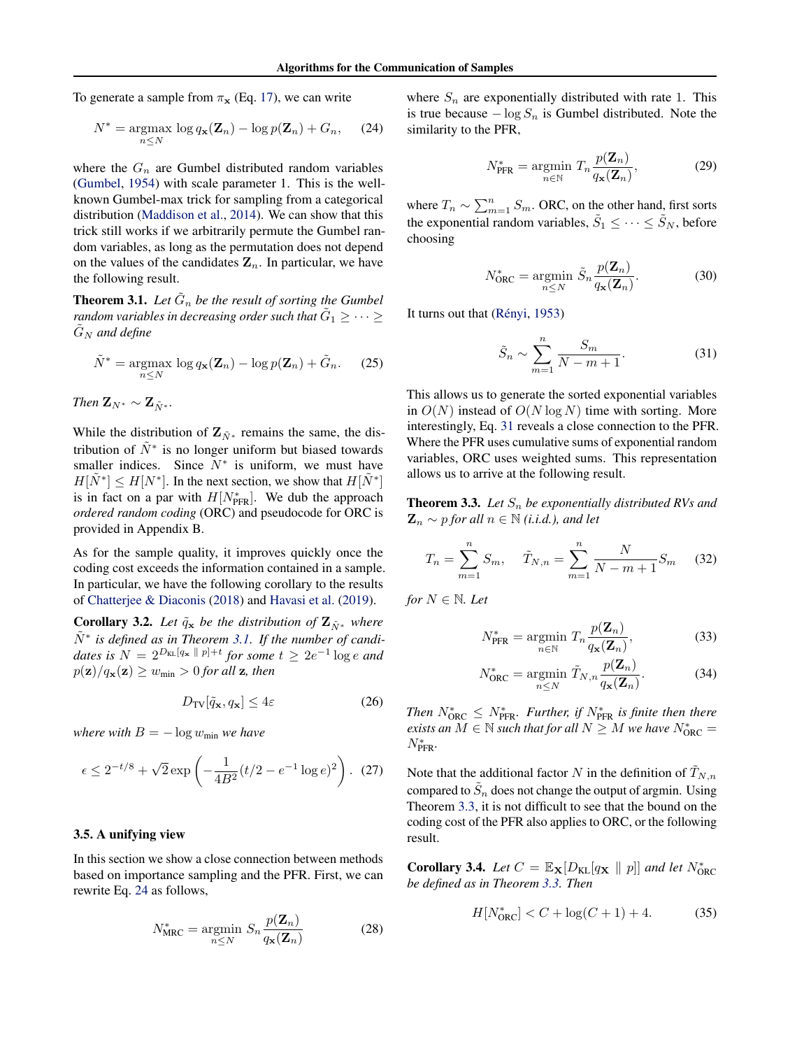To generate a sample from $\pi_{\mathbf{x}}$ (Eq. 17), we can write

$$N^* = \underset{n \leq N}{\operatorname{argmax}} \log q_{\mathbf{x}}(\mathbf{Z}_n) - \log p(\mathbf{Z}_n) + G_n, \tag{24}$$

where the $G_n$ are Gumbel distributed random variables (Gumbel, 1954) with scale parameter 1. This is the well-known Gumbel-max trick for sampling from a categorical distribution (Maddison et al., 2014). We can show that this trick still works if we arbitrarily permute the Gumbel random variables, as long as the permutation does not depend on the values of the candidates $\mathbf{Z}_n$. In particular, we have the following result.

**Theorem 3.1.** *Let $\tilde{G}_n$ be the result of sorting the Gumbel random variables in decreasing order such that $\tilde{G}_1 \geq \cdots \geq \tilde{G}_N$ and define*

$$\tilde{N}^* = \underset{n \leq N}{\operatorname{argmax}} \log q_{\mathbf{x}}(\mathbf{Z}_n) - \log p(\mathbf{Z}_n) + \tilde{G}_n. \tag{25}$$

*Then $\mathbf{Z}_{N^*} \sim \mathbf{Z}_{\tilde{N}^*}$.*

While the distribution of $\mathbf{Z}_{\tilde{N}^*}$ remains the same, the distribution of $\tilde{N}^*$ is no longer uniform but biased towards smaller indices. Since $N^*$ is uniform, we must have $H[\tilde{N}^*] \leq H[N^*]$. In the next section, we show that $H[\tilde{N}^*]$ is in fact on a par with $H[N^*_{\text{PFR}}]$. We dub the approach *ordered random coding* (ORC) and pseudocode for ORC is provided in Appendix B.

As for the sample quality, it improves quickly once the coding cost exceeds the information contained in a sample. In particular, we have the following corollary to the results of Chatterjee & Diaconis (2018) and Havasi et al. (2019).

**Corollary 3.2.** *Let $\tilde{q}_{\mathbf{x}}$ be the distribution of $\mathbf{Z}_{\tilde{N}^*}$ where $\tilde{N}^*$ is defined as in Theorem 3.1. If the number of candidates is $N = 2^{D_{\text{KL}}[q_{\mathbf{x}} \,\|\, p]+t}$ for some $t \geq 2e^{-1}\log e$ and $p(\mathbf{z})/q_{\mathbf{x}}(\mathbf{z}) \geq w_{\min} > 0$ for all $\mathbf{z}$, then*

$$D_{\text{TV}}[\tilde{q}_{\mathbf{x}}, q_{\mathbf{x}}] \leq 4\varepsilon \tag{26}$$

*where with $B = -\log w_{\min}$ we have*

$$\epsilon \leq 2^{-t/8} + \sqrt{2}\exp\left(-\frac{1}{4B^2}(t/2 - e^{-1}\log e)^2\right). \tag{27}$$

### 3.5. A unifying view

In this section we show a close connection between methods based on importance sampling and the PFR. First, we can rewrite Eq. 24 as follows,

$$N^*_{\text{MRC}} = \underset{n \leq N}{\operatorname{argmin}} \; S_n \frac{p(\mathbf{Z}_n)}{q_{\mathbf{x}}(\mathbf{Z}_n)} \tag{28}$$

where $S_n$ are exponentially distributed with rate 1. This is true because $-\log S_n$ is Gumbel distributed. Note the similarity to the PFR,

$$N^*_{\text{PFR}} = \underset{n \in \mathbb{N}}{\operatorname{argmin}} \; T_n \frac{p(\mathbf{Z}_n)}{q_{\mathbf{x}}(\mathbf{Z}_n)}, \tag{29}$$

where $T_n \sim \sum_{m=1}^{n} S_m$. ORC, on the other hand, first sorts the exponential random variables, $\tilde{S}_1 \leq \cdots \leq \tilde{S}_N$, before choosing

$$N^*_{\text{ORC}} = \underset{n \leq N}{\operatorname{argmin}} \; \tilde{S}_n \frac{p(\mathbf{Z}_n)}{q_{\mathbf{x}}(\mathbf{Z}_n)}. \tag{30}$$

It turns out that (Rényi, 1953)

$$\tilde{S}_n \sim \sum_{m=1}^{n} \frac{S_m}{N - m + 1}. \tag{31}$$

This allows us to generate the sorted exponential variables in $O(N)$ instead of $O(N \log N)$ time with sorting. More interestingly, Eq. 31 reveals a close connection to the PFR. Where the PFR uses cumulative sums of exponential random variables, ORC uses weighted sums. This representation allows us to arrive at the following result.

**Theorem 3.3.** *Let $S_n$ be exponentially distributed RVs and $\mathbf{Z}_n \sim p$ for all $n \in \mathbb{N}$ (i.i.d.), and let*

$$T_n = \sum_{m=1}^{n} S_m, \quad \tilde{T}_{N,n} = \sum_{m=1}^{n} \frac{N}{N - m + 1} S_m \tag{32}$$

*for $N \in \mathbb{N}$. Let*

$$N^*_{\text{PFR}} = \underset{n \in \mathbb{N}}{\operatorname{argmin}} \; T_n \frac{p(\mathbf{Z}_n)}{q_{\mathbf{x}}(\mathbf{Z}_n)}, \tag{33}$$

$$N^*_{\text{ORC}} = \underset{n \leq N}{\operatorname{argmin}} \; \tilde{T}_{N,n} \frac{p(\mathbf{Z}_n)}{q_{\mathbf{x}}(\mathbf{Z}_n)}. \tag{34}$$

*Then $N^*_{\text{ORC}} \leq N^*_{\text{PFR}}$. Further, if $N^*_{\text{PFR}}$ is finite then there exists an $M \in \mathbb{N}$ such that for all $N \geq M$ we have $N^*_{\text{ORC}} = N^*_{\text{PFR}}$.*

Note that the additional factor $N$ in the definition of $\tilde{T}_{N,n}$ compared to $\tilde{S}_n$ does not change the output of argmin. Using Theorem 3.3, it is not difficult to see that the bound on the coding cost of the PFR also applies to ORC, or the following result.

**Corollary 3.4.** *Let $C = \mathbb{E}_{\mathbf{X}}[D_{\text{KL}}[q_{\mathbf{X}} \,\|\, p]]$ and let $N^*_{\text{ORC}}$ be defined as in Theorem 3.3. Then*

$$H[N^*_{\text{ORC}}] < C + \log(C + 1) + 4. \tag{35}$$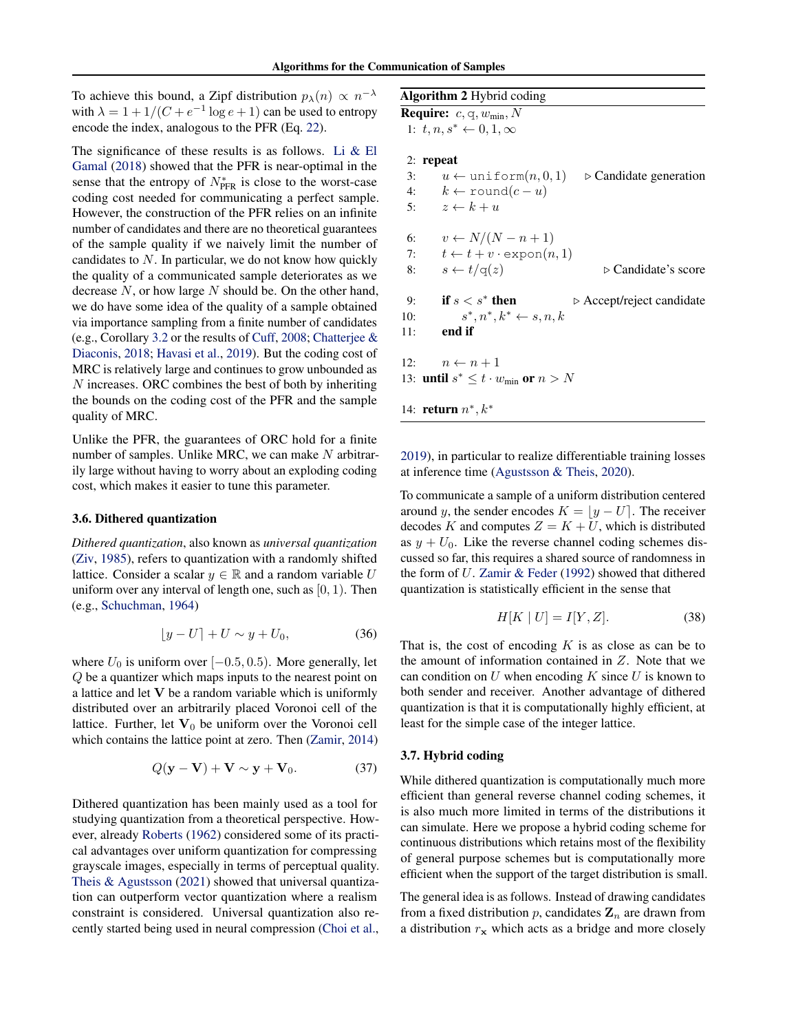To achieve this bound, a Zipf distribution $p_\lambda(n) \propto n^{-\lambda}$ with $\lambda = 1 + 1/(C + e^{-1} \log e + 1)$ can be used to entropy encode the index, analogous to the PFR (Eq. 22).

The significance of these results is as follows. Li & El Gamal (2018) showed that the PFR is near-optimal in the sense that the entropy of $N^*_{\text{PFR}}$ is close to the worst-case coding cost needed for communicating a perfect sample. However, the construction of the PFR relies on an infinite number of candidates and there are no theoretical guarantees of the sample quality if we naively limit the number of candidates to $N$. In particular, we do not know how quickly the quality of a communicated sample deteriorates as we decrease $N$, or how large $N$ should be. On the other hand, we do have some idea of the quality of a sample obtained via importance sampling from a finite number of candidates (e.g., Corollary 3.2 or the results of Cuff, 2008; Chatterjee & Diaconis, 2018; Havasi et al., 2019). But the coding cost of MRC is relatively large and continues to grow unbounded as $N$ increases. ORC combines the best of both by inheriting the bounds on the coding cost of the PFR and the sample quality of MRC.

Unlike the PFR, the guarantees of ORC hold for a finite number of samples. Unlike MRC, we can make $N$ arbitrarily large without having to worry about an exploding coding cost, which makes it easier to tune this parameter.

### 3.6. Dithered quantization

*Dithered quantization*, also known as *universal quantization* (Ziv, 1985), refers to quantization with a randomly shifted lattice. Consider a scalar $y \in \mathbb{R}$ and a random variable $U$ uniform over any interval of length one, such as $[0, 1)$. Then (e.g., Schuchman, 1964)

$$\lfloor y - U \rceil + U \sim y + U_0, \tag{36}$$

where $U_0$ is uniform over $[-0.5, 0.5)$. More generally, let $Q$ be a quantizer which maps inputs to the nearest point on a lattice and let $\mathbf{V}$ be a random variable which is uniformly distributed over an arbitrarily placed Voronoi cell of the lattice. Further, let $\mathbf{V}_0$ be uniform over the Voronoi cell which contains the lattice point at zero. Then (Zamir, 2014)

$$Q(\mathbf{y} - \mathbf{V}) + \mathbf{V} \sim \mathbf{y} + \mathbf{V}_0. \tag{37}$$

Dithered quantization has been mainly used as a tool for studying quantization from a theoretical perspective. However, already Roberts (1962) considered some of its practical advantages over uniform quantization for compressing grayscale images, especially in terms of perceptual quality. Theis & Agustsson (2021) showed that universal quantization can outperform vector quantization where a realism constraint is considered. Universal quantization also recently started being used in neural compression (Choi et al., 2019), in particular to realize differentiable training losses at inference time (Agustsson & Theis, 2020).

**Algorithm 2** Hybrid coding

**Require:** $c, q, w_{\min}, N$

```
1:  t, n, s* ← 0, 1, ∞

2:  repeat
3:      u ← uniform(n, 0, 1)          ▷ Candidate generation
4:      k ← round(c − u)
5:      z ← k + u

6:      v ← N/(N − n + 1)
7:      t ← t + v · expon(n, 1)
8:      s ← t/q(z)                    ▷ Candidate's score

9:      if s < s* then                ▷ Accept/reject candidate
10:         s*, n*, k* ← s, n, k
11:     end if

12:     n ← n + 1
13: until s* ≤ t · w_min or n > N

14: return n*, k*
```

To communicate a sample of a uniform distribution centered around $y$, the sender encodes $K = \lfloor y - U \rceil$. The receiver decodes $K$ and computes $Z = K + U$, which is distributed as $y + U_0$. Like the reverse channel coding schemes discussed so far, this requires a shared source of randomness in the form of $U$. Zamir & Feder (1992) showed that dithered quantization is statistically efficient in the sense that

$$H[K \mid U] = I[Y, Z]. \tag{38}$$

That is, the cost of encoding $K$ is as close as can be to the amount of information contained in $Z$. Note that we can condition on $U$ when encoding $K$ since $U$ is known to both sender and receiver. Another advantage of dithered quantization is that it is computationally highly efficient, at least for the simple case of the integer lattice.

### 3.7. Hybrid coding

While dithered quantization is computationally much more efficient than general reverse channel coding schemes, it is also much more limited in terms of the distributions it can simulate. Here we propose a hybrid coding scheme for continuous distributions which retains most of the flexibility of general purpose schemes but is computationally more efficient when the support of the target distribution is small.

The general idea is as follows. Instead of drawing candidates from a fixed distribution $p$, candidates $\mathbf{Z}_n$ are drawn from a distribution $r_\mathbf{x}$ which acts as a bridge and more closely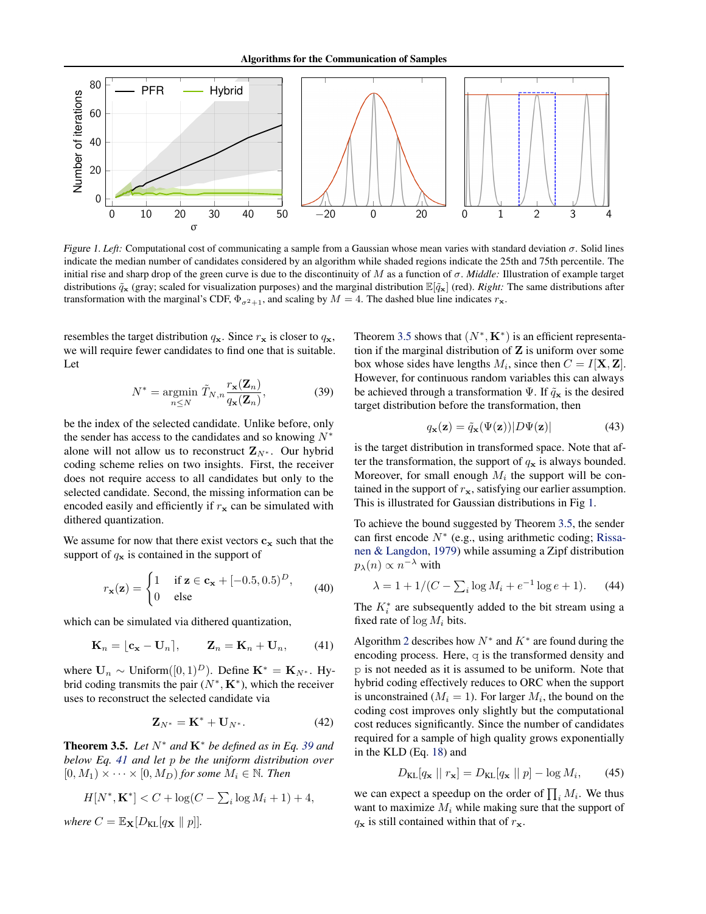Figure 1. *Left:* Computational cost of communicating a sample from a Gaussian whose mean varies with standard deviation $\sigma$. Solid lines indicate the median number of candidates considered by an algorithm while shaded regions indicate the 25th and 75th percentile. The initial rise and sharp drop of the green curve is due to the discontinuity of $M$ as a function of $\sigma$. *Middle:* Illustration of example target distributions $\tilde{q}_{\mathbf{x}}$ (gray; scaled for visualization purposes) and the marginal distribution $\mathbb{E}[\tilde{q}_{\mathbf{x}}]$ (red). *Right:* The same distributions after transformation with the marginal's CDF, $\Phi_{\sigma^2+1}$, and scaling by $M = 4$. The dashed blue line indicates $r_{\mathbf{x}}$.

resembles the target distribution $q_{\mathbf{x}}$. Since $r_{\mathbf{x}}$ is closer to $q_{\mathbf{x}}$, we will require fewer candidates to find one that is suitable. Let

$$N^* = \operatorname*{argmin}_{n \leq N} \tilde{T}_{N,n} \frac{r_{\mathbf{x}}(\mathbf{Z}_n)}{q_{\mathbf{x}}(\mathbf{Z}_n)}, \tag{39}$$

be the index of the selected candidate. Unlike before, only the sender has access to the candidates and so knowing $N^*$ alone will not allow us to reconstruct $\mathbf{Z}_{N^*}$. Our hybrid coding scheme relies on two insights. First, the receiver does not require access to all candidates but only to the selected candidate. Second, the missing information can be encoded easily and efficiently if $r_{\mathbf{x}}$ can be simulated with dithered quantization.

We assume for now that there exist vectors $\mathbf{c}_{\mathbf{x}}$ such that the support of $q_{\mathbf{x}}$ is contained in the support of

$$r_{\mathbf{x}}(\mathbf{z}) = \begin{cases} 1 & \text{if } \mathbf{z} \in \mathbf{c}_{\mathbf{x}} + [-0.5, 0.5)^D, \\ 0 & \text{else} \end{cases} \tag{40}$$

which can be simulated via dithered quantization,

$$\mathbf{K}_n = \lfloor \mathbf{c}_{\mathbf{x}} - \mathbf{U}_n \rceil, \qquad \mathbf{Z}_n = \mathbf{K}_n + \mathbf{U}_n, \tag{41}$$

where $\mathbf{U}_n \sim \text{Uniform}([0, 1)^D)$. Define $\mathbf{K}^* = \mathbf{K}_{N^*}$. Hybrid coding transmits the pair $(N^*, \mathbf{K}^*)$, which the receiver uses to reconstruct the selected candidate via

$$\mathbf{Z}_{N^*} = \mathbf{K}^* + \mathbf{U}_{N^*}. \tag{42}$$

**Theorem 3.5.** *Let $N^*$ and $\mathbf{K}^*$ be defined as in Eq. 39 and below Eq. 41 and let $p$ be the uniform distribution over $[0, M_1) \times \cdots \times [0, M_D)$ for some $M_i \in \mathbb{N}$. Then*

$$H[N^*, \mathbf{K}^*] < C + \log(C - \textstyle\sum_i \log M_i + 1) + 4,$$

*where $C = \mathbb{E}_{\mathbf{X}}[D_{\text{KL}}[q_{\mathbf{X}} \parallel p]]$.*

Theorem 3.5 shows that $(N^*, \mathbf{K}^*)$ is an efficient representation if the marginal distribution of $\mathbf{Z}$ is uniform over some box whose sides have lengths $M_i$, since then $C = I[\mathbf{X}, \mathbf{Z}]$. However, for continuous random variables this can always be achieved through a transformation $\Psi$. If $\tilde{q}_{\mathbf{x}}$ is the desired target distribution before the transformation, then

$$q_{\mathbf{x}}(\mathbf{z}) = \tilde{q}_{\mathbf{x}}(\Psi(\mathbf{z}))|D\Psi(\mathbf{z})| \tag{43}$$

is the target distribution in transformed space. Note that after the transformation, the support of $q_{\mathbf{x}}$ is always bounded. Moreover, for small enough $M_i$ the support will be contained in the support of $r_{\mathbf{x}}$, satisfying our earlier assumption. This is illustrated for Gaussian distributions in Fig 1.

To achieve the bound suggested by Theorem 3.5, the sender can first encode $N^*$ (e.g., using arithmetic coding; Rissanen & Langdon, 1979) while assuming a Zipf distribution $p_\lambda(n) \propto n^{-\lambda}$ with

$$\lambda = 1 + 1/(C - \textstyle\sum_i \log M_i + e^{-1} \log e + 1). \tag{44}$$

The $K_i^*$ are subsequently added to the bit stream using a fixed rate of $\log M_i$ bits.

Algorithm 2 describes how $N^*$ and $K^*$ are found during the encoding process. Here, $\mathtt{q}$ is the transformed density and $\mathtt{p}$ is not needed as it is assumed to be uniform. Note that hybrid coding effectively reduces to ORC when the support is unconstrained ($M_i = 1$). For larger $M_i$, the bound on the coding cost improves only slightly but the computational cost reduces significantly. Since the number of candidates required for a sample of high quality grows exponentially in the KLD (Eq. 18) and

$$D_{\text{KL}}[q_{\mathbf{x}} \mid\mid r_{\mathbf{x}}] = D_{\text{KL}}[q_{\mathbf{x}} \mid\mid p] - \log M_i, \tag{45}$$

we can expect a speedup on the order of $\prod_i M_i$. We thus want to maximize $M_i$ while making sure that the support of $q_{\mathbf{x}}$ is still contained within that of $r_{\mathbf{x}}$.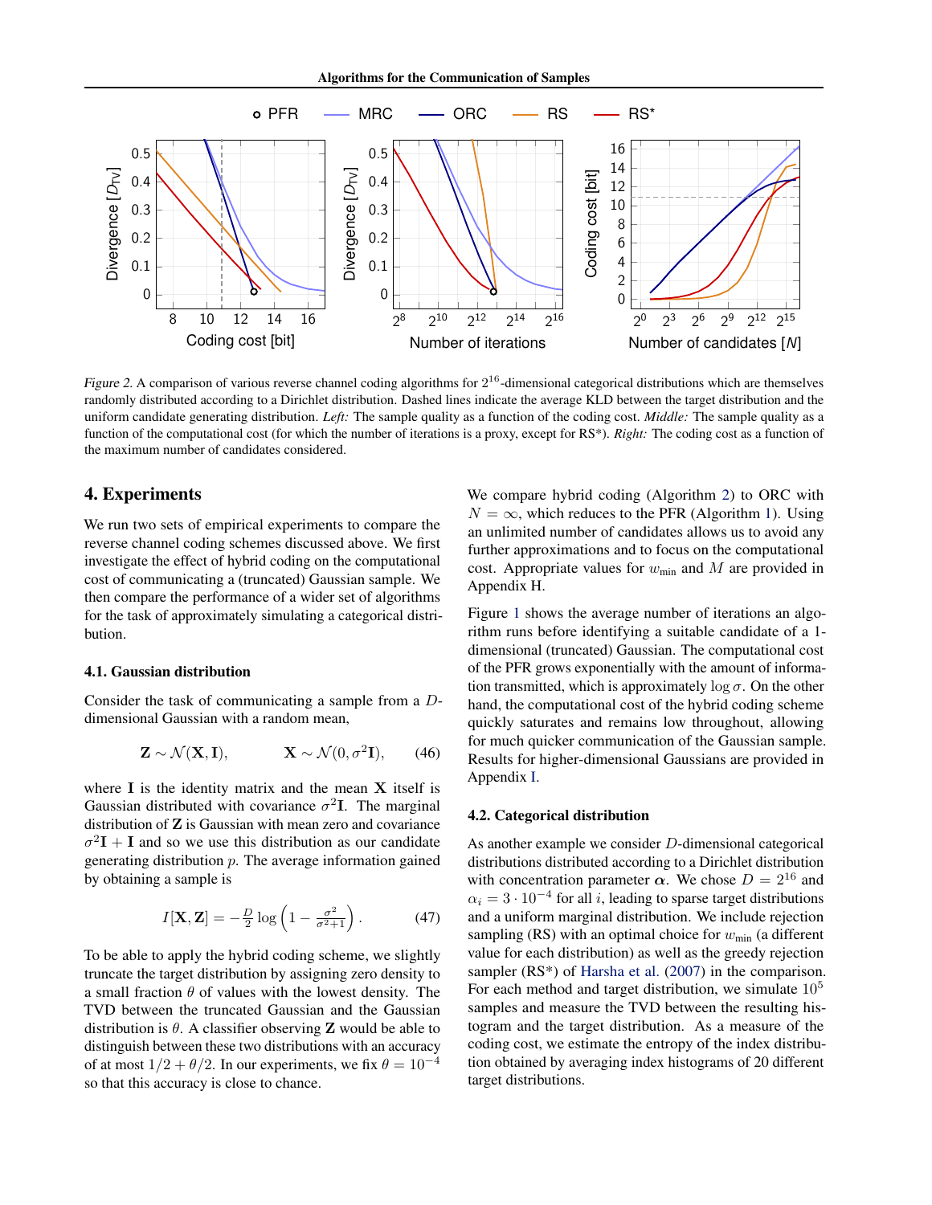*Figure 2.* A comparison of various reverse channel coding algorithms for $2^{16}$-dimensional categorical distributions which are themselves randomly distributed according to a Dirichlet distribution. Dashed lines indicate the average KLD between the target distribution and the uniform candidate generating distribution. *Left:* The sample quality as a function of the coding cost. *Middle:* The sample quality as a function of the computational cost (for which the number of iterations is a proxy, except for RS\*). *Right:* The coding cost as a function of the maximum number of candidates considered.

## 4. Experiments

We run two sets of empirical experiments to compare the reverse channel coding schemes discussed above. We first investigate the effect of hybrid coding on the computational cost of communicating a (truncated) Gaussian sample. We then compare the performance of a wider set of algorithms for the task of approximately simulating a categorical distribution.

### 4.1. Gaussian distribution

Consider the task of communicating a sample from a $D$-dimensional Gaussian with a random mean,

$$\mathbf{Z} \sim \mathcal{N}(\mathbf{X}, \mathbf{I}), \qquad \mathbf{X} \sim \mathcal{N}(0, \sigma^2 \mathbf{I}), \tag{46}$$

where $\mathbf{I}$ is the identity matrix and the mean $\mathbf{X}$ itself is Gaussian distributed with covariance $\sigma^2 \mathbf{I}$. The marginal distribution of $\mathbf{Z}$ is Gaussian with mean zero and covariance $\sigma^2 \mathbf{I} + \mathbf{I}$ and so we use this distribution as our candidate generating distribution $p$. The average information gained by obtaining a sample is

$$I[\mathbf{X}, \mathbf{Z}] = -\frac{D}{2} \log \left( 1 - \frac{\sigma^2}{\sigma^2 + 1} \right). \tag{47}$$

To be able to apply the hybrid coding scheme, we slightly truncate the target distribution by assigning zero density to a small fraction $\theta$ of values with the lowest density. The TVD between the truncated Gaussian and the Gaussian distribution is $\theta$. A classifier observing $\mathbf{Z}$ would be able to distinguish between these two distributions with an accuracy of at most $1/2 + \theta/2$. In our experiments, we fix $\theta = 10^{-4}$ so that this accuracy is close to chance.

We compare hybrid coding (Algorithm 2) to ORC with $N = \infty$, which reduces to the PFR (Algorithm 1). Using an unlimited number of candidates allows us to avoid any further approximations and to focus on the computational cost. Appropriate values for $w_{\min}$ and $M$ are provided in Appendix H.

Figure 1 shows the average number of iterations an algorithm runs before identifying a suitable candidate of a 1-dimensional (truncated) Gaussian. The computational cost of the PFR grows exponentially with the amount of information transmitted, which is approximately $\log \sigma$. On the other hand, the computational cost of the hybrid coding scheme quickly saturates and remains low throughout, allowing for much quicker communication of the Gaussian sample. Results for higher-dimensional Gaussians are provided in Appendix I.

### 4.2. Categorical distribution

As another example we consider $D$-dimensional categorical distributions distributed according to a Dirichlet distribution with concentration parameter $\boldsymbol{\alpha}$. We chose $D = 2^{16}$ and $\alpha_i = 3 \cdot 10^{-4}$ for all $i$, leading to sparse target distributions and a uniform marginal distribution. We include rejection sampling (RS) with an optimal choice for $w_{\min}$ (a different value for each distribution) as well as the greedy rejection sampler (RS\*) of Harsha et al. (2007) in the comparison. For each method and target distribution, we simulate $10^5$ samples and measure the TVD between the resulting histogram and the target distribution. As a measure of the coding cost, we estimate the entropy of the index distribution obtained by averaging index histograms of 20 different target distributions.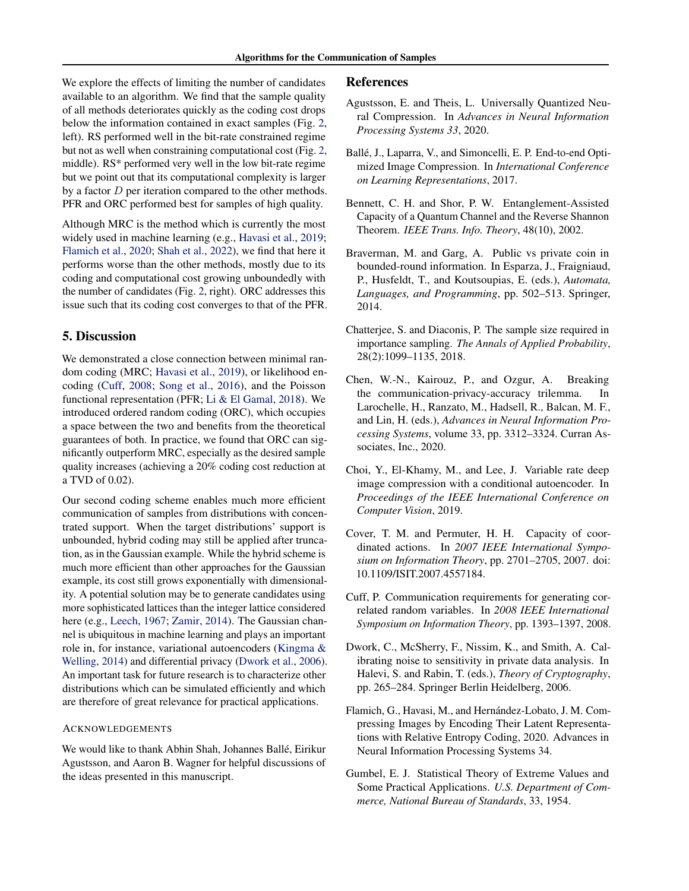We explore the effects of limiting the number of candidates available to an algorithm. We find that the sample quality of all methods deteriorates quickly as the coding cost drops below the information contained in exact samples (Fig. 2, left). RS performed well in the bit-rate constrained regime but not as well when constraining computational cost (Fig. 2, middle). RS* performed very well in the low bit-rate regime but we point out that its computational complexity is larger by a factor $D$ per iteration compared to the other methods. PFR and ORC performed best for samples of high quality.

Although MRC is the method which is currently the most widely used in machine learning (e.g., Havasi et al., 2019; Flamich et al., 2020; Shah et al., 2022), we find that here it performs worse than the other methods, mostly due to its coding and computational cost growing unboundedly with the number of candidates (Fig. 2, right). ORC addresses this issue such that its coding cost converges to that of the PFR.

## 5. Discussion

We demonstrated a close connection between minimal random coding (MRC; Havasi et al., 2019), or likelihood encoding (Cuff, 2008; Song et al., 2016), and the Poisson functional representation (PFR; Li & El Gamal, 2018). We introduced ordered random coding (ORC), which occupies a space between the two and benefits from the theoretical guarantees of both. In practice, we found that ORC can significantly outperform MRC, especially as the desired sample quality increases (achieving a 20% coding cost reduction at a TVD of 0.02).

Our second coding scheme enables much more efficient communication of samples from distributions with concentrated support. When the target distributions' support is unbounded, hybrid coding may still be applied after truncation, as in the Gaussian example. While the hybrid scheme is much more efficient than other approaches for the Gaussian example, its cost still grows exponentially with dimensionality. A potential solution may be to generate candidates using more sophisticated lattices than the integer lattice considered here (e.g., Leech, 1967; Zamir, 2014). The Gaussian channel is ubiquitous in machine learning and plays an important role in, for instance, variational autoencoders (Kingma & Welling, 2014) and differential privacy (Dwork et al., 2006). An important task for future research is to characterize other distributions which can be simulated efficiently and which are therefore of great relevance for practical applications.

### Acknowledgements

We would like to thank Abhin Shah, Johannes Ballé, Eirikur Agustsson, and Aaron B. Wagner for helpful discussions of the ideas presented in this manuscript.

## References

Agustsson, E. and Theis, L. Universally Quantized Neural Compression. In *Advances in Neural Information Processing Systems 33*, 2020.

Ballé, J., Laparra, V., and Simoncelli, E. P. End-to-end Optimized Image Compression. In *International Conference on Learning Representations*, 2017.

Bennett, C. H. and Shor, P. W. Entanglement-Assisted Capacity of a Quantum Channel and the Reverse Shannon Theorem. *IEEE Trans. Info. Theory*, 48(10), 2002.

Braverman, M. and Garg, A. Public vs private coin in bounded-round information. In Esparza, J., Fraigniaud, P., Husfeldt, T., and Koutsoupias, E. (eds.), *Automata, Languages, and Programming*, pp. 502–513. Springer, 2014.

Chatterjee, S. and Diaconis, P. The sample size required in importance sampling. *The Annals of Applied Probability*, 28(2):1099–1135, 2018.

Chen, W.-N., Kairouz, P., and Ozgur, A. Breaking the communication-privacy-accuracy trilemma. In Larochelle, H., Ranzato, M., Hadsell, R., Balcan, M. F., and Lin, H. (eds.), *Advances in Neural Information Processing Systems*, volume 33, pp. 3312–3324. Curran Associates, Inc., 2020.

Choi, Y., El-Khamy, M., and Lee, J. Variable rate deep image compression with a conditional autoencoder. In *Proceedings of the IEEE International Conference on Computer Vision*, 2019.

Cover, T. M. and Permuter, H. H. Capacity of coordinated actions. In *2007 IEEE International Symposium on Information Theory*, pp. 2701–2705, 2007. doi: 10.1109/ISIT.2007.4557184.

Cuff, P. Communication requirements for generating correlated random variables. In *2008 IEEE International Symposium on Information Theory*, pp. 1393–1397, 2008.

Dwork, C., McSherry, F., Nissim, K., and Smith, A. Calibrating noise to sensitivity in private data analysis. In Halevi, S. and Rabin, T. (eds.), *Theory of Cryptography*, pp. 265–284. Springer Berlin Heidelberg, 2006.

Flamich, G., Havasi, M., and Hernández-Lobato, J. M. Compressing Images by Encoding Their Latent Representations with Relative Entropy Coding, 2020. Advances in Neural Information Processing Systems 34.

Gumbel, E. J. Statistical Theory of Extreme Values and Some Practical Applications. *U.S. Department of Commerce, National Bureau of Standards*, 33, 1954.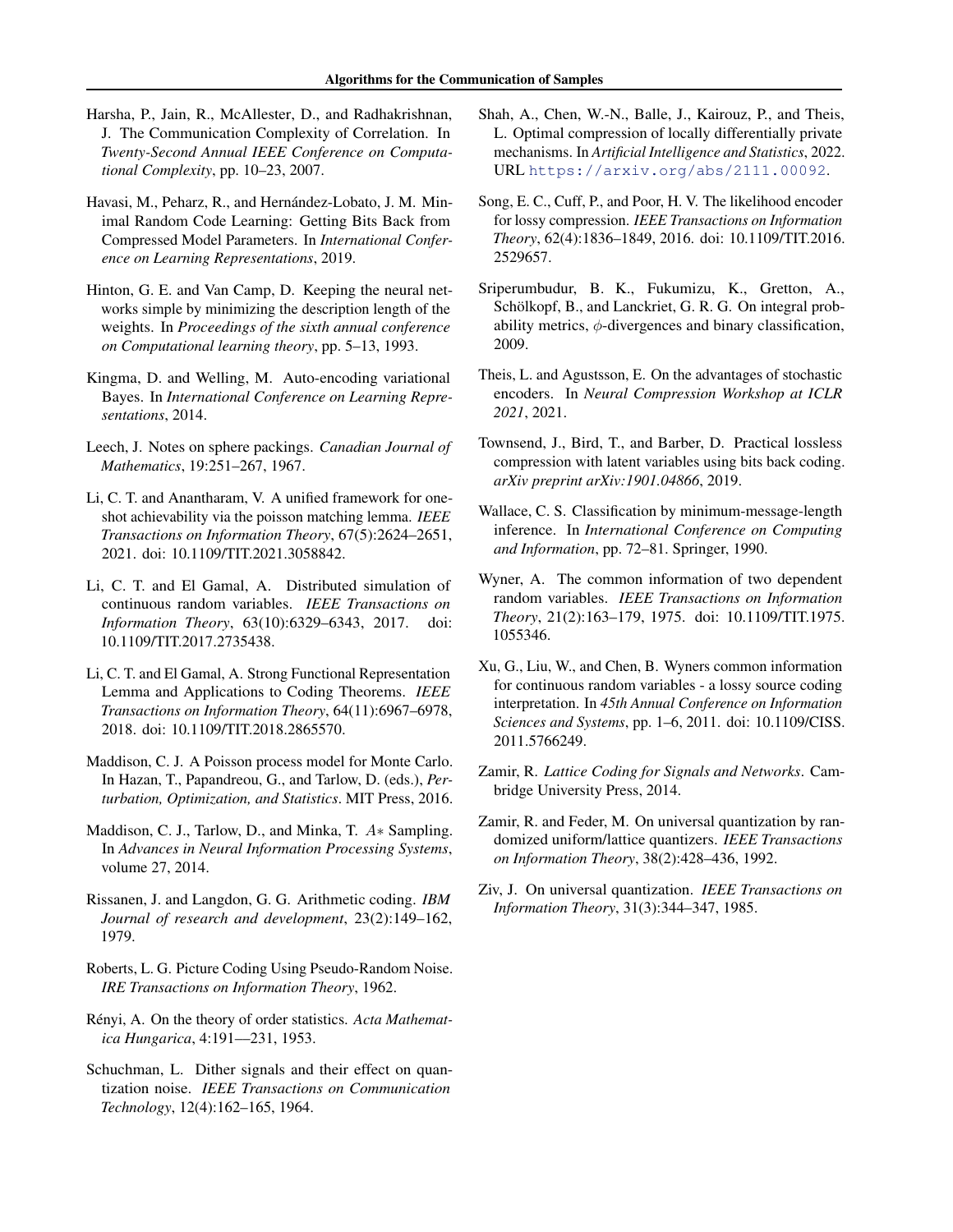Harsha, P., Jain, R., McAllester, D., and Radhakrishnan, J. The Communication Complexity of Correlation. In *Twenty-Second Annual IEEE Conference on Computational Complexity*, pp. 10–23, 2007.

Havasi, M., Peharz, R., and Hernández-Lobato, J. M. Minimal Random Code Learning: Getting Bits Back from Compressed Model Parameters. In *International Conference on Learning Representations*, 2019.

Hinton, G. E. and Van Camp, D. Keeping the neural networks simple by minimizing the description length of the weights. In *Proceedings of the sixth annual conference on Computational learning theory*, pp. 5–13, 1993.

Kingma, D. and Welling, M. Auto-encoding variational Bayes. In *International Conference on Learning Representations*, 2014.

Leech, J. Notes on sphere packings. *Canadian Journal of Mathematics*, 19:251–267, 1967.

Li, C. T. and Anantharam, V. A unified framework for one-shot achievability via the poisson matching lemma. *IEEE Transactions on Information Theory*, 67(5):2624–2651, 2021. doi: 10.1109/TIT.2021.3058842.

Li, C. T. and El Gamal, A. Distributed simulation of continuous random variables. *IEEE Transactions on Information Theory*, 63(10):6329–6343, 2017. doi: 10.1109/TIT.2017.2735438.

Li, C. T. and El Gamal, A. Strong Functional Representation Lemma and Applications to Coding Theorems. *IEEE Transactions on Information Theory*, 64(11):6967–6978, 2018. doi: 10.1109/TIT.2018.2865570.

Maddison, C. J. A Poisson process model for Monte Carlo. In Hazan, T., Papandreou, G., and Tarlow, D. (eds.), *Perturbation, Optimization, and Statistics*. MIT Press, 2016.

Maddison, C. J., Tarlow, D., and Minka, T. $A*$ Sampling. In *Advances in Neural Information Processing Systems*, volume 27, 2014.

Rissanen, J. and Langdon, G. G. Arithmetic coding. *IBM Journal of research and development*, 23(2):149–162, 1979.

Roberts, L. G. Picture Coding Using Pseudo-Random Noise. *IRE Transactions on Information Theory*, 1962.

Rényi, A. On the theory of order statistics. *Acta Mathematica Hungarica*, 4:191—231, 1953.

Schuchman, L. Dither signals and their effect on quantization noise. *IEEE Transactions on Communication Technology*, 12(4):162–165, 1964.

Shah, A., Chen, W.-N., Balle, J., Kairouz, P., and Theis, L. Optimal compression of locally differentially private mechanisms. In *Artificial Intelligence and Statistics*, 2022. URL https://arxiv.org/abs/2111.00092.

Song, E. C., Cuff, P., and Poor, H. V. The likelihood encoder for lossy compression. *IEEE Transactions on Information Theory*, 62(4):1836–1849, 2016. doi: 10.1109/TIT.2016.2529657.

Sriperumbudur, B. K., Fukumizu, K., Gretton, A., Schölkopf, B., and Lanckriet, G. R. G. On integral probability metrics, $\phi$-divergences and binary classification, 2009.

Theis, L. and Agustsson, E. On the advantages of stochastic encoders. In *Neural Compression Workshop at ICLR 2021*, 2021.

Townsend, J., Bird, T., and Barber, D. Practical lossless compression with latent variables using bits back coding. *arXiv preprint arXiv:1901.04866*, 2019.

Wallace, C. S. Classification by minimum-message-length inference. In *International Conference on Computing and Information*, pp. 72–81. Springer, 1990.

Wyner, A. The common information of two dependent random variables. *IEEE Transactions on Information Theory*, 21(2):163–179, 1975. doi: 10.1109/TIT.1975.1055346.

Xu, G., Liu, W., and Chen, B. Wyners common information for continuous random variables - a lossy source coding interpretation. In *45th Annual Conference on Information Sciences and Systems*, pp. 1–6, 2011. doi: 10.1109/CISS.2011.5766249.

Zamir, R. *Lattice Coding for Signals and Networks*. Cambridge University Press, 2014.

Zamir, R. and Feder, M. On universal quantization by randomized uniform/lattice quantizers. *IEEE Transactions on Information Theory*, 38(2):428–436, 1992.

Ziv, J. On universal quantization. *IEEE Transactions on Information Theory*, 31(3):344–347, 1985.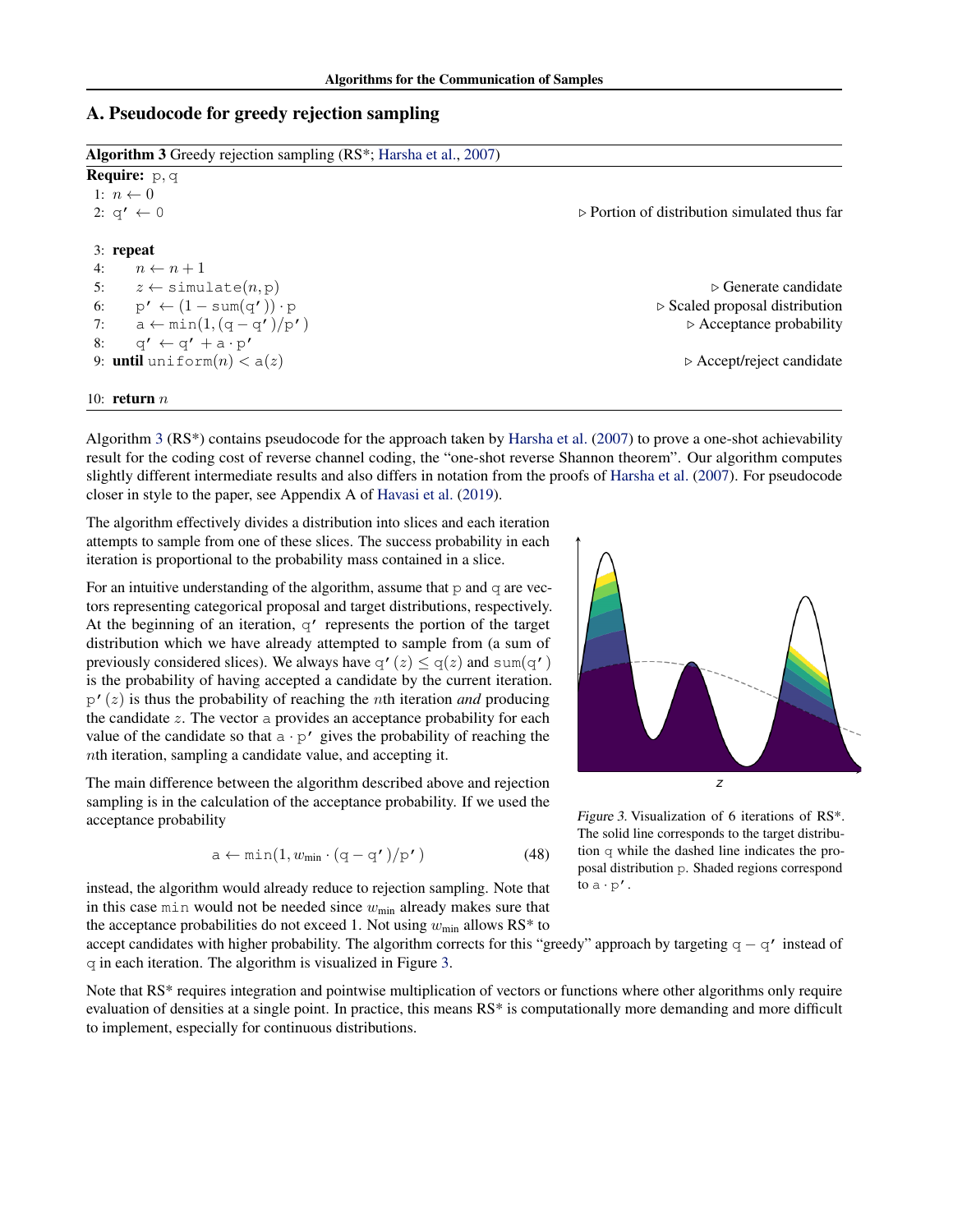## A. Pseudocode for greedy rejection sampling

**Algorithm 3** Greedy rejection sampling (RS*; Harsha et al., 2007)

```
Require: p, q
 1: n ← 0
 2: q' ← 0                                  ▷ Portion of distribution simulated thus far

 3: repeat
 4:     n ← n + 1
 5:     z ← simulate(n, p)                   ▷ Generate candidate
 6:     p' ← (1 − sum(q')) · p               ▷ Scaled proposal distribution
 7:     a ← min(1, (q − q')/p')              ▷ Acceptance probability
 8:     q' ← q' + a · p'
 9: until uniform(n) < a(z)                  ▷ Accept/reject candidate

10: return n
```

Algorithm 3 (RS*) contains pseudocode for the approach taken by Harsha et al. (2007) to prove a one-shot achievability result for the coding cost of reverse channel coding, the "one-shot reverse Shannon theorem". Our algorithm computes slightly different intermediate results and also differs in notation from the proofs of Harsha et al. (2007). For pseudocode closer in style to the paper, see Appendix A of Havasi et al. (2019).

The algorithm effectively divides a distribution into slices and each iteration attempts to sample from one of these slices. The success probability in each iteration is proportional to the probability mass contained in a slice.

For an intuitive understanding of the algorithm, assume that $\mathrm{p}$ and $\mathrm{q}$ are vectors representing categorical proposal and target distributions, respectively. At the beginning of an iteration, $\mathrm{q}'$ represents the portion of the target distribution which we have already attempted to sample from (a sum of previously considered slices). We always have $\mathrm{q}'(z) \leq \mathrm{q}(z)$ and $\mathrm{sum}(\mathrm{q}')$ is the probability of having accepted a candidate by the current iteration. $\mathrm{p}'(z)$ is thus the probability of reaching the $n$th iteration *and* producing the candidate $z$. The vector $\mathrm{a}$ provides an acceptance probability for each value of the candidate so that $\mathrm{a} \cdot \mathrm{p}'$ gives the probability of reaching the $n$th iteration, sampling a candidate value, and accepting it.

The main difference between the algorithm described above and rejection sampling is in the calculation of the acceptance probability. If we used the acceptance probability

$$\mathrm{a} \leftarrow \min(1, w_{\min} \cdot (\mathrm{q} - \mathrm{q}')/\mathrm{p}') \tag{48}$$

instead, the algorithm would already reduce to rejection sampling. Note that in this case $\min$ would not be needed since $w_{\min}$ already makes sure that the acceptance probabilities do not exceed 1. Not using $w_{\min}$ allows RS* to accept candidates with higher probability. The algorithm corrects for this "greedy" approach by targeting $\mathrm{q} - \mathrm{q}'$ instead of $\mathrm{q}$ in each iteration. The algorithm is visualized in Figure 3.

*Figure 3.* Visualization of 6 iterations of RS*. The solid line corresponds to the target distribution $\mathrm{q}$ while the dashed line indicates the proposal distribution $\mathrm{p}$. Shaded regions correspond to $\mathrm{a} \cdot \mathrm{p}'$.

Note that RS* requires integration and pointwise multiplication of vectors or functions where other algorithms only require evaluation of densities at a single point. In practice, this means RS* is computationally more demanding and more difficult to implement, especially for continuous distributions.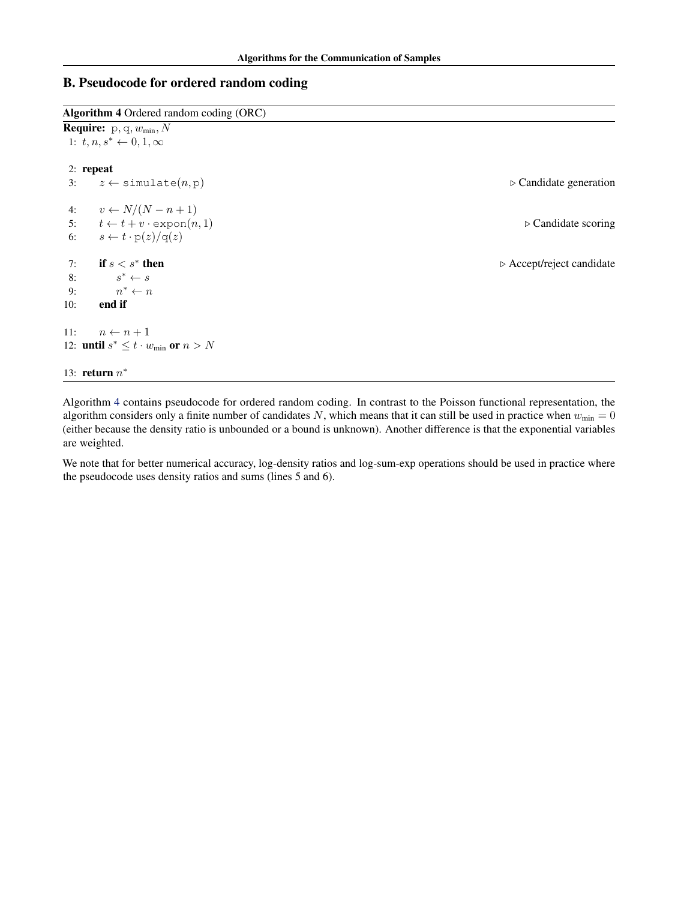## B. Pseudocode for ordered random coding

**Algorithm 4** Ordered random coding (ORC)

**Require:** $\mathrm{p}, \mathrm{q}, w_{\min}, N$

1: $t, n, s^* \leftarrow 0, 1, \infty$

2: **repeat**

3: $\quad z \leftarrow \texttt{simulate}(n, \mathrm{p})$ ▷ Candidate generation

4: $\quad v \leftarrow N/(N - n + 1)$

5: $\quad t \leftarrow t + v \cdot \texttt{expon}(n, 1)$ ▷ Candidate scoring

6: $\quad s \leftarrow t \cdot \mathrm{p}(z)/\mathrm{q}(z)$

7: $\quad$ **if** $s < s^*$ **then** ▷ Accept/reject candidate

8: $\quad\quad s^* \leftarrow s$

9: $\quad\quad n^* \leftarrow n$

10: $\quad$ **end if**

11: $\quad n \leftarrow n + 1$

12: **until** $s^* \leq t \cdot w_{\min}$ **or** $n > N$

13: **return** $n^*$

Algorithm 4 contains pseudocode for ordered random coding. In contrast to the Poisson functional representation, the algorithm considers only a finite number of candidates $N$, which means that it can still be used in practice when $w_{\min} = 0$ (either because the density ratio is unbounded or a bound is unknown). Another difference is that the exponential variables are weighted.

We note that for better numerical accuracy, log-density ratios and log-sum-exp operations should be used in practice where the pseudocode uses density ratios and sums (lines 5 and 6).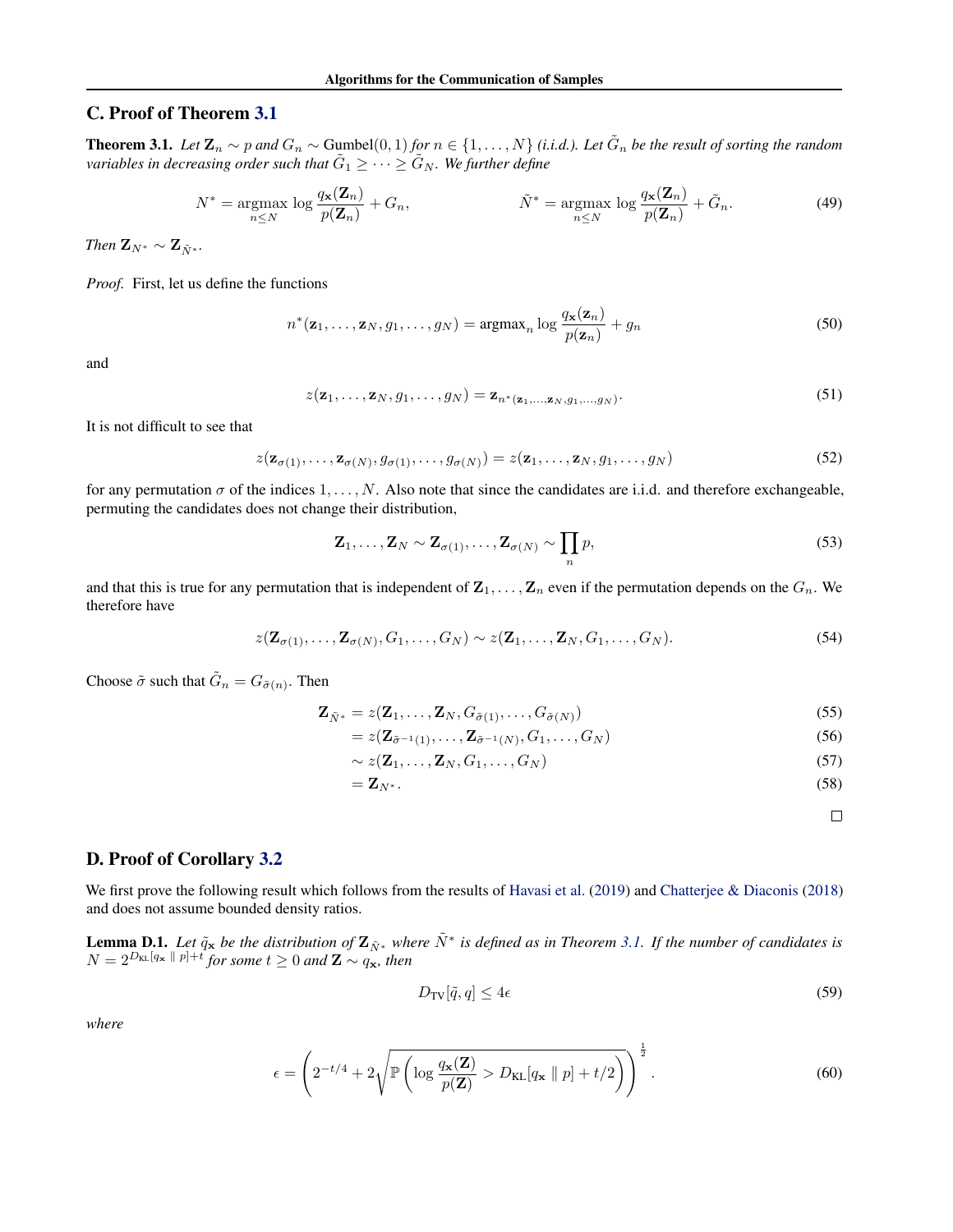## C. Proof of Theorem 3.1

**Theorem 3.1.** *Let $\mathbf{Z}_n \sim p$ and $G_n \sim \text{Gumbel}(0, 1)$ for $n \in \{1, \ldots, N\}$ (i.i.d.). Let $\tilde{G}_n$ be the result of sorting the random variables in decreasing order such that $\tilde{G}_1 \geq \cdots \geq \tilde{G}_N$. We further define*

$$N^* = \operatorname*{argmax}_{n \leq N} \log \frac{q_{\mathbf{x}}(\mathbf{Z}_n)}{p(\mathbf{Z}_n)} + G_n, \qquad \tilde{N}^* = \operatorname*{argmax}_{n \leq N} \log \frac{q_{\mathbf{x}}(\mathbf{Z}_n)}{p(\mathbf{Z}_n)} + \tilde{G}_n. \tag{49}$$

*Then $\mathbf{Z}_{N^*} \sim \mathbf{Z}_{\tilde{N}^*}$.*

*Proof.* First, let us define the functions

$$n^*(\mathbf{z}_1, \ldots, \mathbf{z}_N, g_1, \ldots, g_N) = \operatorname{argmax}_n \log \frac{q_{\mathbf{x}}(\mathbf{z}_n)}{p(\mathbf{z}_n)} + g_n \tag{50}$$

and

$$z(\mathbf{z}_1, \ldots, \mathbf{z}_N, g_1, \ldots, g_N) = \mathbf{z}_{n^*(\mathbf{z}_1, \ldots, \mathbf{z}_N, g_1, \ldots, g_N)}. \tag{51}$$

It is not difficult to see that

$$z(\mathbf{z}_{\sigma(1)}, \ldots, \mathbf{z}_{\sigma(N)}, g_{\sigma(1)}, \ldots, g_{\sigma(N)}) = z(\mathbf{z}_1, \ldots, \mathbf{z}_N, g_1, \ldots, g_N) \tag{52}$$

for any permutation $\sigma$ of the indices $1, \ldots, N$. Also note that since the candidates are i.i.d. and therefore exchangeable, permuting the candidates does not change their distribution,

$$\mathbf{Z}_1, \ldots, \mathbf{Z}_N \sim \mathbf{Z}_{\sigma(1)}, \ldots, \mathbf{Z}_{\sigma(N)} \sim \prod_n p, \tag{53}$$

and that this is true for any permutation that is independent of $\mathbf{Z}_1, \ldots, \mathbf{Z}_n$ even if the permutation depends on the $G_n$. We therefore have

$$z(\mathbf{Z}_{\sigma(1)}, \ldots, \mathbf{Z}_{\sigma(N)}, G_1, \ldots, G_N) \sim z(\mathbf{Z}_1, \ldots, \mathbf{Z}_N, G_1, \ldots, G_N). \tag{54}$$

Choose $\tilde{\sigma}$ such that $\tilde{G}_n = G_{\tilde{\sigma}(n)}$. Then

$$\begin{aligned}
\mathbf{Z}_{\tilde{N}^*} &= z(\mathbf{Z}_1, \ldots, \mathbf{Z}_N, G_{\tilde{\sigma}(1)}, \ldots, G_{\tilde{\sigma}(N)}) && (55)\\
&= z(\mathbf{Z}_{\tilde{\sigma}^{-1}(1)}, \ldots, \mathbf{Z}_{\tilde{\sigma}^{-1}(N)}, G_1, \ldots, G_N) && (56)\\
&\sim z(\mathbf{Z}_1, \ldots, \mathbf{Z}_N, G_1, \ldots, G_N) && (57)\\
&= \mathbf{Z}_{N^*}. && (58)
\end{aligned}$$

□

## D. Proof of Corollary 3.2

We first prove the following result which follows from the results of Havasi et al. (2019) and Chatterjee & Diaconis (2018) and does not assume bounded density ratios.

**Lemma D.1.** *Let $\tilde{q}_{\mathbf{x}}$ be the distribution of $\mathbf{Z}_{\tilde{N}^*}$ where $\tilde{N}^*$ is defined as in Theorem 3.1. If the number of candidates is $N = 2^{D_{\text{KL}}[q_{\mathbf{x}} \,\|\, p]+t}$ for some $t \geq 0$ and $\mathbf{Z} \sim q_{\mathbf{x}}$, then*

$$D_{\text{TV}}[\tilde{q}, q] \leq 4\epsilon \tag{59}$$

*where*

$$\epsilon = \left(2^{-t/4} + 2\sqrt{\mathbb{P}\left(\log \frac{q_{\mathbf{x}}(\mathbf{Z})}{p(\mathbf{Z})} > D_{\text{KL}}[q_{\mathbf{x}} \,\|\, p] + t/2\right)}\right)^{\frac{1}{2}}. \tag{60}$$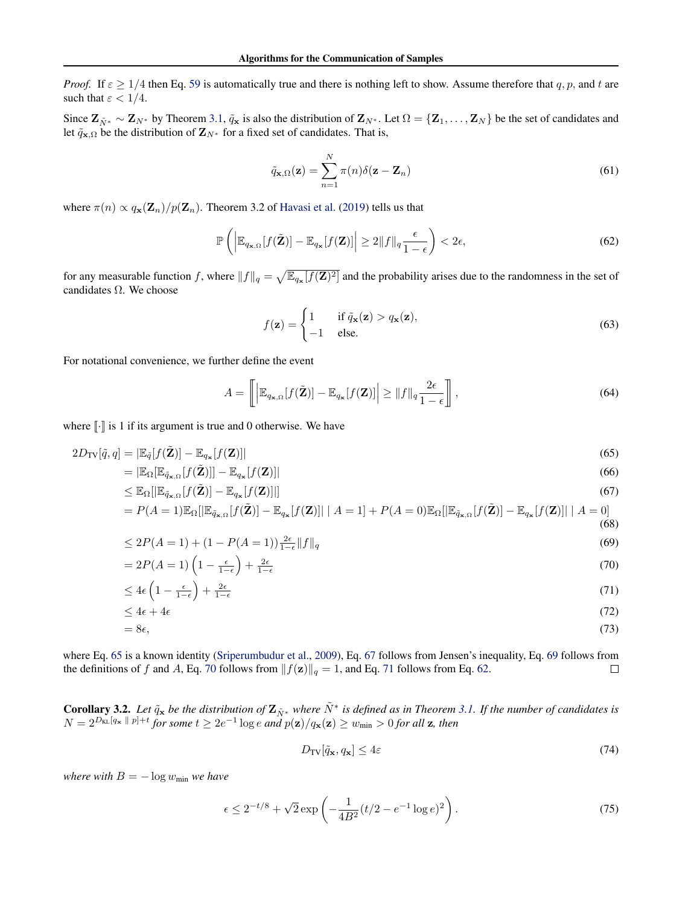*Proof.* If $\varepsilon \geq 1/4$ then Eq. 59 is automatically true and there is nothing left to show. Assume therefore that $q, p,$ and $t$ are such that $\varepsilon < 1/4$.

Since $\mathbf{Z}_{\tilde{N}^*} \sim \mathbf{Z}_{N^*}$ by Theorem 3.1, $\tilde{q}_{\mathbf{x}}$ is also the distribution of $\mathbf{Z}_{N^*}$. Let $\Omega = \{\mathbf{Z}_1, \ldots, \mathbf{Z}_N\}$ be the set of candidates and let $\tilde{q}_{\mathbf{x},\Omega}$ be the distribution of $\mathbf{Z}_{N^*}$ for a fixed set of candidates. That is,

$$\tilde{q}_{\mathbf{x},\Omega}(\mathbf{z}) = \sum_{n=1}^{N} \pi(n)\delta(\mathbf{z} - \mathbf{Z}_n) \tag{61}$$

where $\pi(n) \propto q_{\mathbf{x}}(\mathbf{Z}_n)/p(\mathbf{Z}_n)$. Theorem 3.2 of Havasi et al. (2019) tells us that

$$\mathbb{P}\left(\left|\mathbb{E}_{q_{\mathbf{x},\Omega}}[f(\tilde{\mathbf{Z}})] - \mathbb{E}_{q_{\mathbf{x}}}[f(\mathbf{Z})]\right| \geq 2\|f\|_q \frac{\epsilon}{1-\epsilon}\right) < 2\epsilon, \tag{62}$$

for any measurable function $f$, where $\|f\|_q = \sqrt{\mathbb{E}_{q_{\mathbf{x}}}[f(\mathbf{Z})^2]}$ and the probability arises due to the randomness in the set of candidates $\Omega$. We choose

$$f(\mathbf{z}) = \begin{cases} 1 & \text{if } \tilde{q}_{\mathbf{x}}(\mathbf{z}) > q_{\mathbf{x}}(\mathbf{z}), \\ -1 & \text{else.} \end{cases} \tag{63}$$

For notational convenience, we further define the event

$$A = \left[\!\left[ \left|\mathbb{E}_{q_{\mathbf{x},\Omega}}[f(\tilde{\mathbf{Z}})] - \mathbb{E}_{q_{\mathbf{x}}}[f(\mathbf{Z})]\right| \geq \|f\|_q \frac{2\epsilon}{1-\epsilon} \right]\!\right], \tag{64}$$

where $[\![\cdot]\!]$ is 1 if its argument is true and 0 otherwise. We have

$$
\begin{aligned}
2D_{\mathrm{TV}}[\tilde{q}, q] &= |\mathbb{E}_{\tilde{q}}[f(\tilde{\mathbf{Z}})] - \mathbb{E}_{q_{\mathbf{x}}}[f(\mathbf{Z})]| && (65)\\
&= |\mathbb{E}_{\Omega}[\mathbb{E}_{\tilde{q}_{\mathbf{x},\Omega}}[f(\tilde{\mathbf{Z}})]] - \mathbb{E}_{q_{\mathbf{x}}}[f(\mathbf{Z})]| && (66)\\
&\leq \mathbb{E}_{\Omega}[|\mathbb{E}_{\tilde{q}_{\mathbf{x},\Omega}}[f(\tilde{\mathbf{Z}})] - \mathbb{E}_{q_{\mathbf{x}}}[f(\mathbf{Z})]|] && (67)\\
&= P(A=1)\mathbb{E}_{\Omega}[|\mathbb{E}_{\tilde{q}_{\mathbf{x},\Omega}}[f(\tilde{\mathbf{Z}})] - \mathbb{E}_{q_{\mathbf{x}}}[f(\mathbf{Z})]| \mid A=1] + P(A=0)\mathbb{E}_{\Omega}[|\mathbb{E}_{\tilde{q}_{\mathbf{x},\Omega}}[f(\tilde{\mathbf{Z}})] - \mathbb{E}_{q_{\mathbf{x}}}[f(\mathbf{Z})]| \mid A=0] && (68)\\
&\leq 2P(A=1) + (1 - P(A=1))\tfrac{2\epsilon}{1-\epsilon}\|f\|_q && (69)\\
&= 2P(A=1)\left(1 - \tfrac{\epsilon}{1-\epsilon}\right) + \tfrac{2\epsilon}{1-\epsilon} && (70)\\
&\leq 4\epsilon\left(1 - \tfrac{\epsilon}{1-\epsilon}\right) + \tfrac{2\epsilon}{1-\epsilon} && (71)\\
&\leq 4\epsilon + 4\epsilon && (72)\\
&= 8\epsilon, && (73)
\end{aligned}
$$

where Eq. 65 is a known identity (Sriperumbudur et al., 2009), Eq. 67 follows from Jensen's inequality, Eq. 69 follows from the definitions of $f$ and $A$, Eq. 70 follows from $\|f(\mathbf{z})\|_q = 1$, and Eq. 71 follows from Eq. 62. $\square$

**Corollary 3.2.** *Let $\tilde{q}_{\mathbf{x}}$ be the distribution of $\mathbf{Z}_{\tilde{N}^*}$ where $\tilde{N}^*$ is defined as in Theorem 3.1. If the number of candidates is $N = 2^{D_{\mathrm{KL}}[q_{\mathbf{x}} \,\|\, p]+t}$ for some $t \geq 2e^{-1}\log e$ and $p(\mathbf{z})/q_{\mathbf{x}}(\mathbf{z}) \geq w_{\min} > 0$ for all $\mathbf{z}$, then*

$$D_{\mathrm{TV}}[\tilde{q}_{\mathbf{x}}, q_{\mathbf{x}}] \leq 4\varepsilon \tag{74}$$

*where with $B = -\log w_{\min}$ we have*

$$\epsilon \leq 2^{-t/8} + \sqrt{2}\exp\left(-\frac{1}{4B^2}(t/2 - e^{-1}\log e)^2\right). \tag{75}$$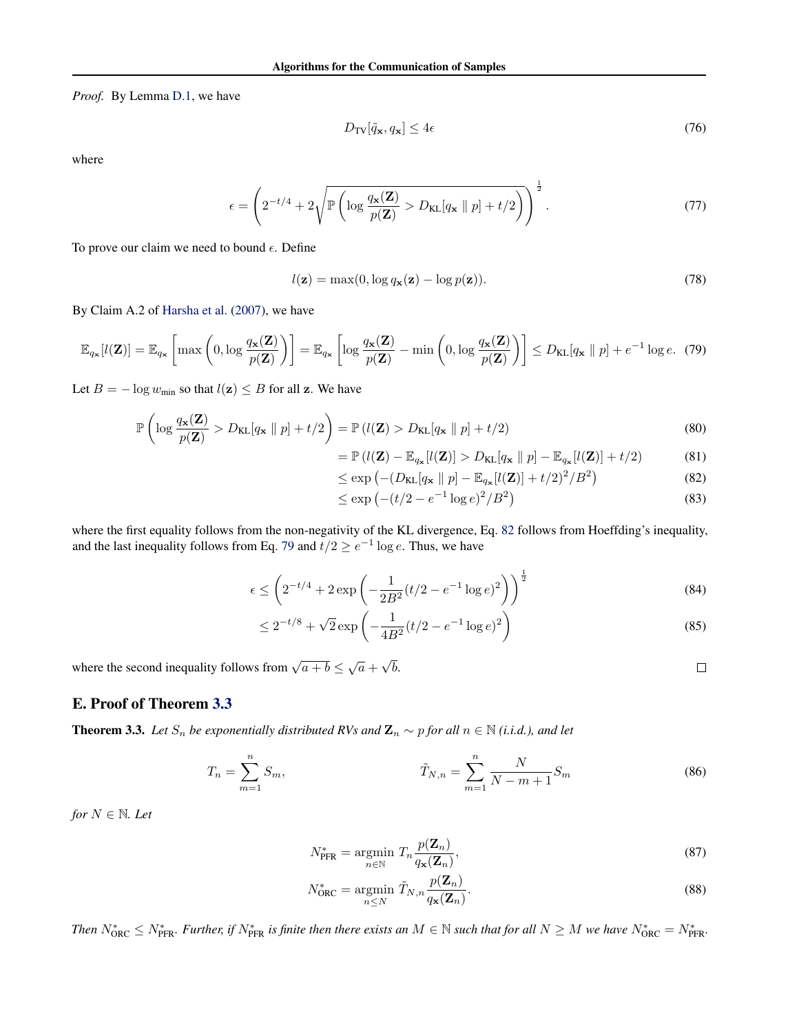*Proof.* By Lemma D.1, we have

$$D_{\text{TV}}[\tilde{q}_{\mathbf{x}}, q_{\mathbf{x}}] \leq 4\epsilon \tag{76}$$

where

$$\epsilon = \left(2^{-t/4} + 2\sqrt{\mathbb{P}\left(\log \frac{q_{\mathbf{x}}(\mathbf{Z})}{p(\mathbf{Z})} > D_{\text{KL}}[q_{\mathbf{x}} \parallel p] + t/2\right)}\right)^{\frac{1}{2}}. \tag{77}$$

To prove our claim we need to bound $\epsilon$. Define

$$l(\mathbf{z}) = \max(0, \log q_{\mathbf{x}}(\mathbf{z}) - \log p(\mathbf{z})). \tag{78}$$

By Claim A.2 of Harsha et al. (2007), we have

$$\mathbb{E}_{q_{\mathbf{x}}}[l(\mathbf{Z})] = \mathbb{E}_{q_{\mathbf{x}}}\left[\max\left(0, \log \frac{q_{\mathbf{x}}(\mathbf{Z})}{p(\mathbf{Z})}\right)\right] = \mathbb{E}_{q_{\mathbf{x}}}\left[\log \frac{q_{\mathbf{x}}(\mathbf{Z})}{p(\mathbf{Z})} - \min\left(0, \log \frac{q_{\mathbf{x}}(\mathbf{Z})}{p(\mathbf{Z})}\right)\right] \leq D_{\text{KL}}[q_{\mathbf{x}} \parallel p] + e^{-1}\log e. \tag{79}$$

Let $B = -\log w_{\min}$ so that $l(\mathbf{z}) \leq B$ for all $\mathbf{z}$. We have

$$\mathbb{P}\left(\log \frac{q_{\mathbf{x}}(\mathbf{Z})}{p(\mathbf{Z})} > D_{\text{KL}}[q_{\mathbf{x}} \parallel p] + t/2\right) = \mathbb{P}\left(l(\mathbf{Z}) > D_{\text{KL}}[q_{\mathbf{x}} \parallel p] + t/2\right) \tag{80}$$

$$= \mathbb{P}\left(l(\mathbf{Z}) - \mathbb{E}_{q_{\mathbf{x}}}[l(\mathbf{Z})] > D_{\text{KL}}[q_{\mathbf{x}} \parallel p] - \mathbb{E}_{q_{\mathbf{x}}}[l(\mathbf{Z})] + t/2\right) \tag{81}$$

$$\leq \exp\left(-(D_{\text{KL}}[q_{\mathbf{x}} \parallel p] - \mathbb{E}_{q_{\mathbf{x}}}[l(\mathbf{Z})] + t/2)^2/B^2\right) \tag{82}$$

$$\leq \exp\left(-(t/2 - e^{-1}\log e)^2/B^2\right) \tag{83}$$

where the first equality follows from the non-negativity of the KL divergence, Eq. 82 follows from Hoeffding's inequality, and the last inequality follows from Eq. 79 and $t/2 \geq e^{-1}\log e$. Thus, we have

$$\epsilon \leq \left(2^{-t/4} + 2\exp\left(-\frac{1}{2B^2}(t/2 - e^{-1}\log e)^2\right)\right)^{\frac{1}{2}} \tag{84}$$

$$\leq 2^{-t/8} + \sqrt{2}\exp\left(-\frac{1}{4B^2}(t/2 - e^{-1}\log e)^2\right) \tag{85}$$

where the second inequality follows from $\sqrt{a+b} \leq \sqrt{a} + \sqrt{b}$. $\square$

## E. Proof of Theorem 3.3

**Theorem 3.3.** *Let $S_n$ be exponentially distributed RVs and $\mathbf{Z}_n \sim p$ for all $n \in \mathbb{N}$ (i.i.d.), and let*

$$T_n = \sum_{m=1}^{n} S_m, \qquad \tilde{T}_{N,n} = \sum_{m=1}^{n} \frac{N}{N-m+1} S_m \tag{86}$$

*for $N \in \mathbb{N}$. Let*

$$N^*_{\text{PFR}} = \operatorname*{argmin}_{n \in \mathbb{N}} T_n \frac{p(\mathbf{Z}_n)}{q_{\mathbf{x}}(\mathbf{Z}_n)}, \tag{87}$$

$$N^*_{\text{ORC}} = \operatorname*{argmin}_{n \leq N} \tilde{T}_{N,n} \frac{p(\mathbf{Z}_n)}{q_{\mathbf{x}}(\mathbf{Z}_n)}. \tag{88}$$

*Then $N^*_{\text{ORC}} \leq N^*_{\text{PFR}}$. Further, if $N^*_{\text{PFR}}$ is finite then there exists an $M \in \mathbb{N}$ such that for all $N \geq M$ we have $N^*_{\text{ORC}} = N^*_{\text{PFR}}$.*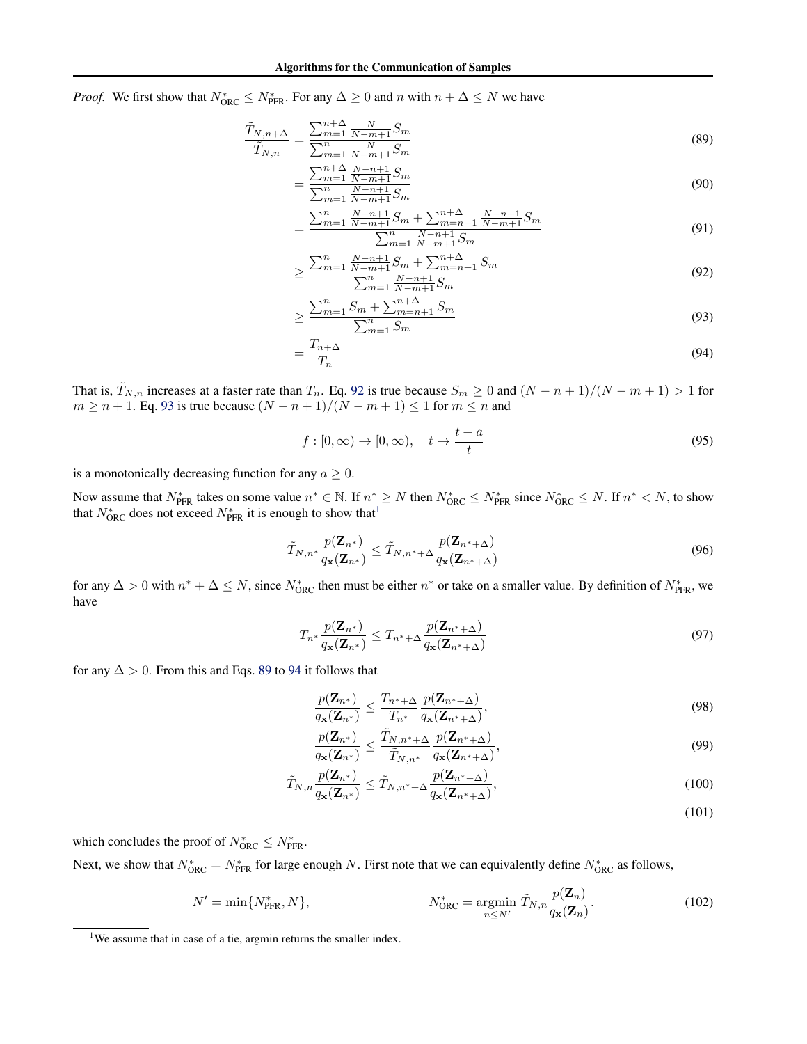*Proof.* We first show that $N^*_{\text{ORC}} \leq N^*_{\text{PFR}}$. For any $\Delta \geq 0$ and $n$ with $n + \Delta \leq N$ we have

$$\frac{\tilde{T}_{N,n+\Delta}}{\tilde{T}_{N,n}} = \frac{\sum_{m=1}^{n+\Delta} \frac{N}{N-m+1} S_m}{\sum_{m=1}^{n} \frac{N}{N-m+1} S_m} \tag{89}$$

$$= \frac{\sum_{m=1}^{n+\Delta} \frac{N-n+1}{N-m+1} S_m}{\sum_{m=1}^{n} \frac{N-n+1}{N-m+1} S_m} \tag{90}$$

$$= \frac{\sum_{m=1}^{n} \frac{N-n+1}{N-m+1} S_m + \sum_{m=n+1}^{n+\Delta} \frac{N-n+1}{N-m+1} S_m}{\sum_{m=1}^{n} \frac{N-n+1}{N-m+1} S_m} \tag{91}$$

$$\geq \frac{\sum_{m=1}^{n} \frac{N-n+1}{N-m+1} S_m + \sum_{m=n+1}^{n+\Delta} S_m}{\sum_{m=1}^{n} \frac{N-n+1}{N-m+1} S_m} \tag{92}$$

$$\geq \frac{\sum_{m=1}^{n} S_m + \sum_{m=n+1}^{n+\Delta} S_m}{\sum_{m=1}^{n} S_m} \tag{93}$$

$$= \frac{T_{n+\Delta}}{T_n} \tag{94}$$

That is, $\tilde{T}_{N,n}$ increases at a faster rate than $T_n$. Eq. 92 is true because $S_m \geq 0$ and $(N-n+1)/(N-m+1) > 1$ for $m \geq n+1$. Eq. 93 is true because $(N-n+1)/(N-m+1) \leq 1$ for $m \leq n$ and

$$f : [0, \infty) \to [0, \infty), \quad t \mapsto \frac{t+a}{t} \tag{95}$$

is a monotonically decreasing function for any $a \geq 0$.

Now assume that $N^*_{\text{PFR}}$ takes on some value $n^* \in \mathbb{N}$. If $n^* \geq N$ then $N^*_{\text{ORC}} \leq N^*_{\text{PFR}}$ since $N^*_{\text{ORC}} \leq N$. If $n^* < N$, to show that $N^*_{\text{ORC}}$ does not exceed $N^*_{\text{PFR}}$ it is enough to show that[1]

$$\tilde{T}_{N,n^*} \frac{p(\mathbf{Z}_{n^*})}{q_{\mathbf{x}}(\mathbf{Z}_{n^*})} \leq \tilde{T}_{N,n^*+\Delta} \frac{p(\mathbf{Z}_{n^*+\Delta})}{q_{\mathbf{x}}(\mathbf{Z}_{n^*+\Delta})} \tag{96}$$

for any $\Delta > 0$ with $n^* + \Delta \leq N$, since $N^*_{\text{ORC}}$ then must be either $n^*$ or take on a smaller value. By definition of $N^*_{\text{PFR}}$, we have

$$T_{n^*} \frac{p(\mathbf{Z}_{n^*})}{q_{\mathbf{x}}(\mathbf{Z}_{n^*})} \leq T_{n^*+\Delta} \frac{p(\mathbf{Z}_{n^*+\Delta})}{q_{\mathbf{x}}(\mathbf{Z}_{n^*+\Delta})} \tag{97}$$

for any $\Delta > 0$. From this and Eqs. 89 to 94 it follows that

$$\frac{p(\mathbf{Z}_{n^*})}{q_{\mathbf{x}}(\mathbf{Z}_{n^*})} \leq \frac{T_{n^*+\Delta}}{T_{n^*}} \frac{p(\mathbf{Z}_{n^*+\Delta})}{q_{\mathbf{x}}(\mathbf{Z}_{n^*+\Delta})}, \tag{98}$$

$$\frac{p(\mathbf{Z}_{n^*})}{q_{\mathbf{x}}(\mathbf{Z}_{n^*})} \leq \frac{\tilde{T}_{N,n^*+\Delta}}{\tilde{T}_{N,n^*}} \frac{p(\mathbf{Z}_{n^*+\Delta})}{q_{\mathbf{x}}(\mathbf{Z}_{n^*+\Delta})}, \tag{99}$$

$$\tilde{T}_{N,n} \frac{p(\mathbf{Z}_{n^*})}{q_{\mathbf{x}}(\mathbf{Z}_{n^*})} \leq \tilde{T}_{N,n^*+\Delta} \frac{p(\mathbf{Z}_{n^*+\Delta})}{q_{\mathbf{x}}(\mathbf{Z}_{n^*+\Delta})}, \tag{100}$$

$$\tag{101}$$

which concludes the proof of $N^*_{\text{ORC}} \leq N^*_{\text{PFR}}$.

Next, we show that $N^*_{\text{ORC}} = N^*_{\text{PFR}}$ for large enough $N$. First note that we can equivalently define $N^*_{\text{ORC}}$ as follows,

$$N' = \min\{N^*_{\text{PFR}}, N\}, \qquad N^*_{\text{ORC}} = \underset{n \leq N'}{\operatorname{argmin}}\, \tilde{T}_{N,n} \frac{p(\mathbf{Z}_n)}{q_{\mathbf{x}}(\mathbf{Z}_n)}. \tag{102}$$

[1] We assume that in case of a tie, argmin returns the smaller index.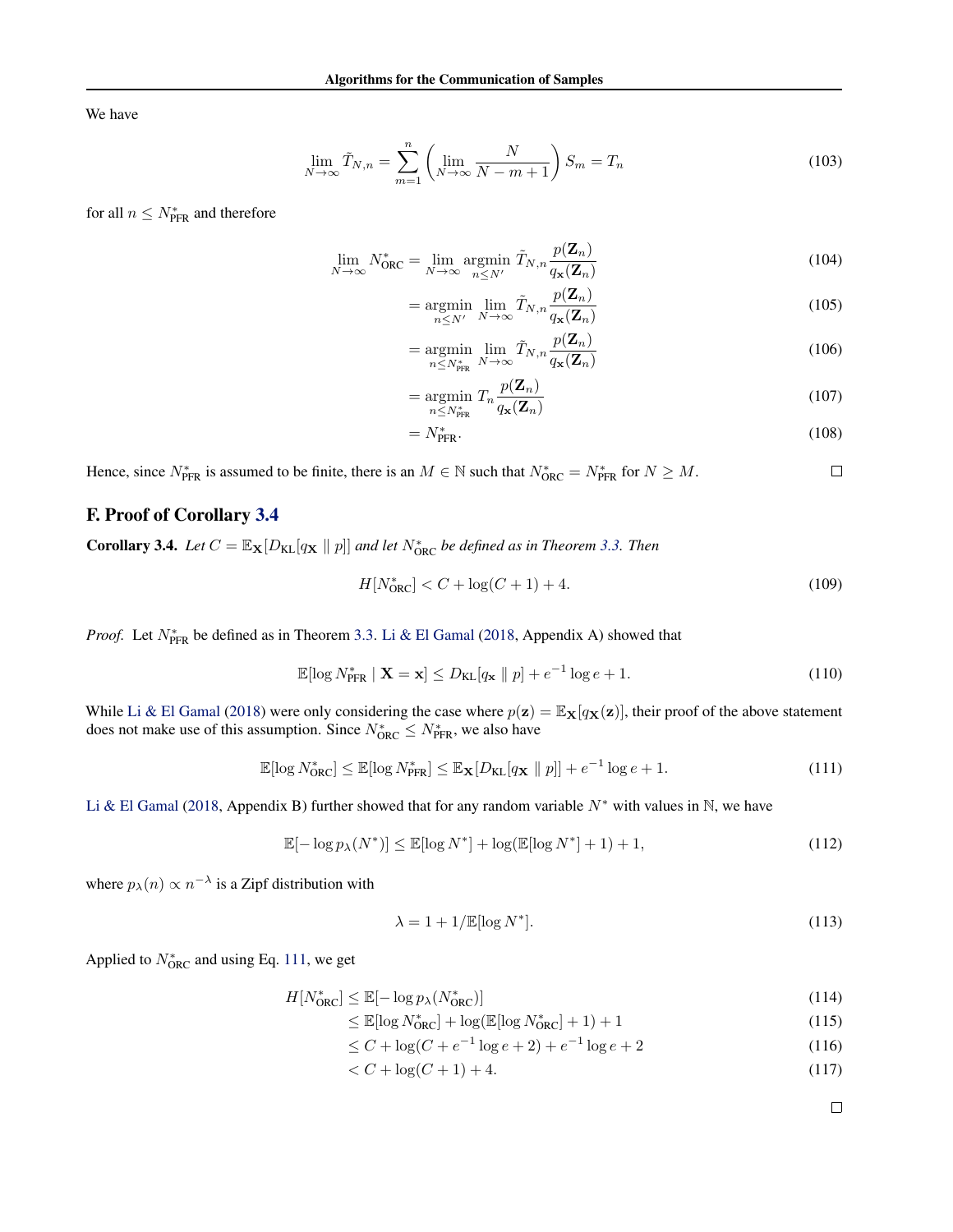We have

$$\lim_{N\to\infty} \tilde{T}_{N,n} = \sum_{m=1}^{n} \left( \lim_{N\to\infty} \frac{N}{N-m+1} \right) S_m = T_n \tag{103}$$

for all $n \leq N^*_{\text{PFR}}$ and therefore

$$\begin{aligned}
\lim_{N\to\infty} N^*_{\text{ORC}} &= \lim_{N\to\infty} \operatorname*{argmin}_{n \leq N'} \tilde{T}_{N,n} \frac{p(\mathbf{Z}_n)}{q_{\mathbf{x}}(\mathbf{Z}_n)} && (104)\\
&= \operatorname*{argmin}_{n \leq N'} \lim_{N\to\infty} \tilde{T}_{N,n} \frac{p(\mathbf{Z}_n)}{q_{\mathbf{x}}(\mathbf{Z}_n)} && (105)\\
&= \operatorname*{argmin}_{n \leq N^*_{\text{PFR}}} \lim_{N\to\infty} \tilde{T}_{N,n} \frac{p(\mathbf{Z}_n)}{q_{\mathbf{x}}(\mathbf{Z}_n)} && (106)\\
&= \operatorname*{argmin}_{n \leq N^*_{\text{PFR}}} T_n \frac{p(\mathbf{Z}_n)}{q_{\mathbf{x}}(\mathbf{Z}_n)} && (107)\\
&= N^*_{\text{PFR}}. && (108)
\end{aligned}$$

Hence, since $N^*_{\text{PFR}}$ is assumed to be finite, there is an $M \in \mathbb{N}$ such that $N^*_{\text{ORC}} = N^*_{\text{PFR}}$ for $N \geq M$. □

## F. Proof of Corollary 3.4

**Corollary 3.4.** *Let $C = \mathbb{E}_{\mathbf{X}}[D_{\text{KL}}[q_{\mathbf{X}} \parallel p]]$ and let $N^*_{\text{ORC}}$ be defined as in Theorem 3.3. Then*

$$H[N^*_{\text{ORC}}] < C + \log(C+1) + 4. \tag{109}$$

*Proof.* Let $N^*_{\text{PFR}}$ be defined as in Theorem 3.3. Li & El Gamal (2018, Appendix A) showed that

$$\mathbb{E}[\log N^*_{\text{PFR}} \mid \mathbf{X} = \mathbf{x}] \leq D_{\text{KL}}[q_{\mathbf{x}} \parallel p] + e^{-1} \log e + 1. \tag{110}$$

While Li & El Gamal (2018) were only considering the case where $p(\mathbf{z}) = \mathbb{E}_{\mathbf{X}}[q_{\mathbf{X}}(\mathbf{z})]$, their proof of the above statement does not make use of this assumption. Since $N^*_{\text{ORC}} \leq N^*_{\text{PFR}}$, we also have

$$\mathbb{E}[\log N^*_{\text{ORC}}] \leq \mathbb{E}[\log N^*_{\text{PFR}}] \leq \mathbb{E}_{\mathbf{X}}[D_{\text{KL}}[q_{\mathbf{X}} \parallel p]] + e^{-1} \log e + 1. \tag{111}$$

Li & El Gamal (2018, Appendix B) further showed that for any random variable $N^*$ with values in $\mathbb{N}$, we have

$$\mathbb{E}[-\log p_\lambda(N^*)] \leq \mathbb{E}[\log N^*] + \log(\mathbb{E}[\log N^*] + 1) + 1, \tag{112}$$

where $p_\lambda(n) \propto n^{-\lambda}$ is a Zipf distribution with

$$\lambda = 1 + 1/\mathbb{E}[\log N^*]. \tag{113}$$

Applied to $N^*_{\text{ORC}}$ and using Eq. 111, we get

$$\begin{aligned}
H[N^*_{\text{ORC}}] &\leq \mathbb{E}[-\log p_\lambda(N^*_{\text{ORC}})] && (114)\\
&\leq \mathbb{E}[\log N^*_{\text{ORC}}] + \log(\mathbb{E}[\log N^*_{\text{ORC}}] + 1) + 1 && (115)\\
&\leq C + \log(C + e^{-1} \log e + 2) + e^{-1} \log e + 2 && (116)\\
&< C + \log(C+1) + 4. && (117)
\end{aligned}$$

□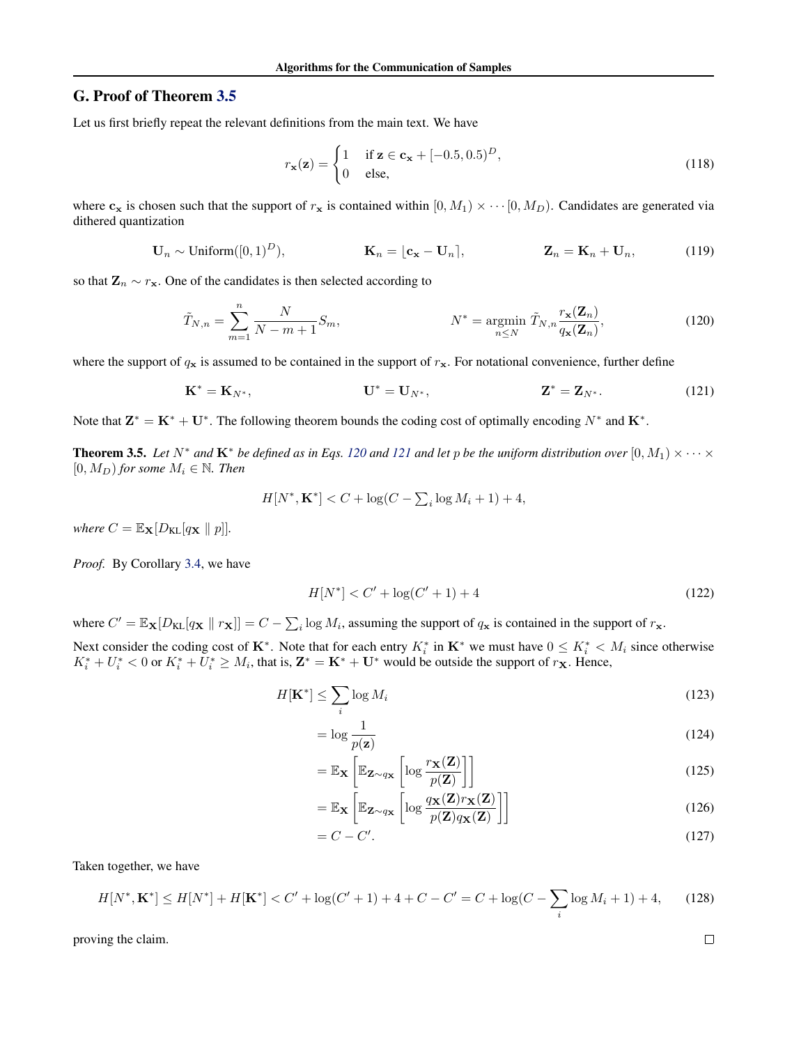## G. Proof of Theorem 3.5

Let us first briefly repeat the relevant definitions from the main text. We have

$$r_{\mathbf{x}}(\mathbf{z}) = \begin{cases} 1 & \text{if } \mathbf{z} \in \mathbf{c}_{\mathbf{x}} + [-0.5, 0.5)^D, \\ 0 & \text{else,} \end{cases} \tag{118}$$

where $\mathbf{c}_{\mathbf{x}}$ is chosen such that the support of $r_{\mathbf{x}}$ is contained within $[0, M_1) \times \cdots [0, M_D)$. Candidates are generated via dithered quantization

$$\mathbf{U}_n \sim \text{Uniform}([0,1)^D), \qquad \mathbf{K}_n = \lfloor \mathbf{c}_{\mathbf{x}} - \mathbf{U}_n \rceil, \qquad \mathbf{Z}_n = \mathbf{K}_n + \mathbf{U}_n, \tag{119}$$

so that $\mathbf{Z}_n \sim r_{\mathbf{x}}$. One of the candidates is then selected according to

$$\tilde{T}_{N,n} = \sum_{m=1}^{n} \frac{N}{N - m + 1} S_m, \qquad N^* = \operatorname*{argmin}_{n \leq N} \tilde{T}_{N,n} \frac{r_{\mathbf{x}}(\mathbf{Z}_n)}{q_{\mathbf{x}}(\mathbf{Z}_n)}, \tag{120}$$

where the support of $q_{\mathbf{x}}$ is assumed to be contained in the support of $r_{\mathbf{x}}$. For notational convenience, further define

$$\mathbf{K}^* = \mathbf{K}_{N^*}, \qquad \mathbf{U}^* = \mathbf{U}_{N^*}, \qquad \mathbf{Z}^* = \mathbf{Z}_{N^*}. \tag{121}$$

Note that $\mathbf{Z}^* = \mathbf{K}^* + \mathbf{U}^*$. The following theorem bounds the coding cost of optimally encoding $N^*$ and $\mathbf{K}^*$.

**Theorem 3.5.** *Let $N^*$ and $\mathbf{K}^*$ be defined as in Eqs. 120 and 121 and let $p$ be the uniform distribution over $[0, M_1) \times \cdots \times [0, M_D)$ for some $M_i \in \mathbb{N}$. Then*

$$H[N^*, \mathbf{K}^*] < C + \log(C - \textstyle\sum_i \log M_i + 1) + 4,$$

*where $C = \mathbb{E}_{\mathbf{X}}[D_{\text{KL}}[q_{\mathbf{X}} \parallel p]]$.*

*Proof.* By Corollary 3.4, we have

$$H[N^*] < C' + \log(C' + 1) + 4 \tag{122}$$

where $C' = \mathbb{E}_{\mathbf{X}}[D_{\text{KL}}[q_{\mathbf{X}} \parallel r_{\mathbf{X}}]] = C - \sum_i \log M_i$, assuming the support of $q_{\mathbf{x}}$ is contained in the support of $r_{\mathbf{x}}$.

Next consider the coding cost of $\mathbf{K}^*$. Note that for each entry $K_i^*$ in $\mathbf{K}^*$ we must have $0 \leq K_i^* < M_i$ since otherwise $K_i^* + U_i^* < 0$ or $K_i^* + U_i^* \geq M_i$, that is, $\mathbf{Z}^* = \mathbf{K}^* + \mathbf{U}^*$ would be outside the support of $r_{\mathbf{X}}$. Hence,

$$H[\mathbf{K}^*] \leq \sum_i \log M_i \tag{123}$$

$$= \log \frac{1}{p(\mathbf{z})} \tag{124}$$

$$= \mathbb{E}_{\mathbf{X}}\left[\mathbb{E}_{\mathbf{Z} \sim q_{\mathbf{X}}}\left[\log \frac{r_{\mathbf{X}}(\mathbf{Z})}{p(\mathbf{Z})}\right]\right] \tag{125}$$

$$= \mathbb{E}_{\mathbf{X}}\left[\mathbb{E}_{\mathbf{Z} \sim q_{\mathbf{X}}}\left[\log \frac{q_{\mathbf{X}}(\mathbf{Z}) r_{\mathbf{X}}(\mathbf{Z})}{p(\mathbf{Z}) q_{\mathbf{X}}(\mathbf{Z})}\right]\right] \tag{126}$$

$$= C - C'. \tag{127}$$

Taken together, we have

$$H[N^*, \mathbf{K}^*] \leq H[N^*] + H[\mathbf{K}^*] < C' + \log(C' + 1) + 4 + C - C' = C + \log(C - \sum_i \log M_i + 1) + 4, \tag{128}$$

proving the claim. $\square$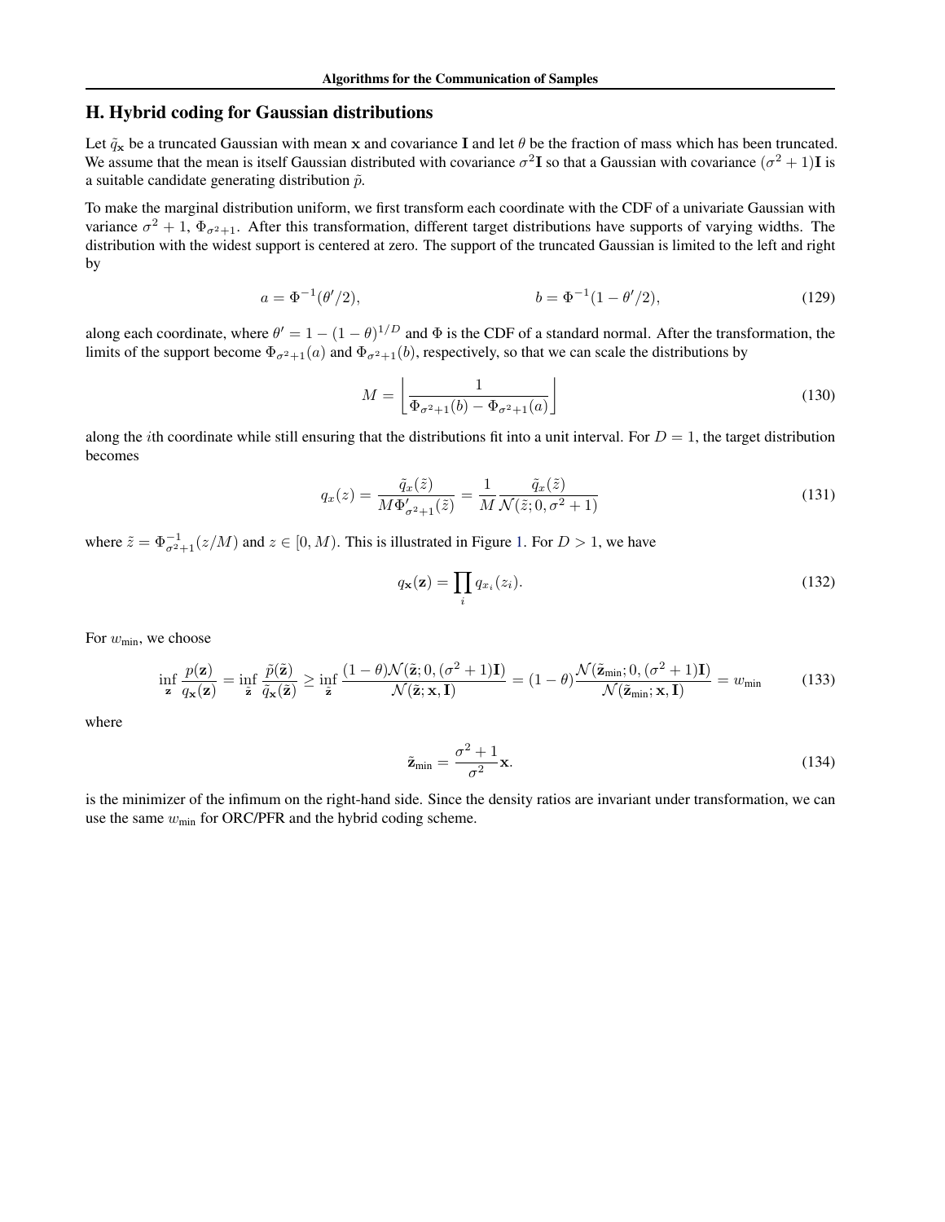## H. Hybrid coding for Gaussian distributions

Let $\tilde{q}_{\mathbf{x}}$ be a truncated Gaussian with mean $\mathbf{x}$ and covariance $\mathbf{I}$ and let $\theta$ be the fraction of mass which has been truncated. We assume that the mean is itself Gaussian distributed with covariance $\sigma^2\mathbf{I}$ so that a Gaussian with covariance $(\sigma^2 + 1)\mathbf{I}$ is a suitable candidate generating distribution $\tilde{p}$.

To make the marginal distribution uniform, we first transform each coordinate with the CDF of a univariate Gaussian with variance $\sigma^2 + 1$, $\Phi_{\sigma^2+1}$. After this transformation, different target distributions have supports of varying widths. The distribution with the widest support is centered at zero. The support of the truncated Gaussian is limited to the left and right by

$$a = \Phi^{-1}(\theta'/2), \qquad\qquad b = \Phi^{-1}(1 - \theta'/2), \tag{129}$$

along each coordinate, where $\theta' = 1 - (1 - \theta)^{1/D}$ and $\Phi$ is the CDF of a standard normal. After the transformation, the limits of the support become $\Phi_{\sigma^2+1}(a)$ and $\Phi_{\sigma^2+1}(b)$, respectively, so that we can scale the distributions by

$$M = \left\lfloor \frac{1}{\Phi_{\sigma^2+1}(b) - \Phi_{\sigma^2+1}(a)} \right\rfloor \tag{130}$$

along the $i$th coordinate while still ensuring that the distributions fit into a unit interval. For $D = 1$, the target distribution becomes

$$q_x(z) = \frac{\tilde{q}_x(\tilde{z})}{M\Phi'_{\sigma^2+1}(\tilde{z})} = \frac{1}{M}\frac{\tilde{q}_x(\tilde{z})}{\mathcal{N}(\tilde{z}; 0, \sigma^2 + 1)} \tag{131}$$

where $\tilde{z} = \Phi^{-1}_{\sigma^2+1}(z/M)$ and $z \in [0, M)$. This is illustrated in Figure 1. For $D > 1$, we have

$$q_{\mathbf{x}}(\mathbf{z}) = \prod_i q_{x_i}(z_i). \tag{132}$$

For $w_{\text{min}}$, we choose

$$\inf_{\mathbf{z}} \frac{p(\mathbf{z})}{q_{\mathbf{x}}(\mathbf{z})} = \inf_{\tilde{\mathbf{z}}} \frac{\tilde{p}(\tilde{\mathbf{z}})}{\tilde{q}_{\mathbf{x}}(\tilde{\mathbf{z}})} \geq \inf_{\tilde{\mathbf{z}}} \frac{(1 - \theta)\mathcal{N}(\tilde{\mathbf{z}}; 0, (\sigma^2 + 1)\mathbf{I})}{\mathcal{N}(\tilde{\mathbf{z}}; \mathbf{x}, \mathbf{I})} = (1 - \theta)\frac{\mathcal{N}(\tilde{\mathbf{z}}_{\text{min}}; 0, (\sigma^2 + 1)\mathbf{I})}{\mathcal{N}(\tilde{\mathbf{z}}_{\text{min}}; \mathbf{x}, \mathbf{I})} = w_{\text{min}} \tag{133}$$

where

$$\tilde{\mathbf{z}}_{\text{min}} = \frac{\sigma^2 + 1}{\sigma^2}\mathbf{x}. \tag{134}$$

is the minimizer of the infimum on the right-hand side. Since the density ratios are invariant under transformation, we can use the same $w_{\text{min}}$ for ORC/PFR and the hybrid coding scheme.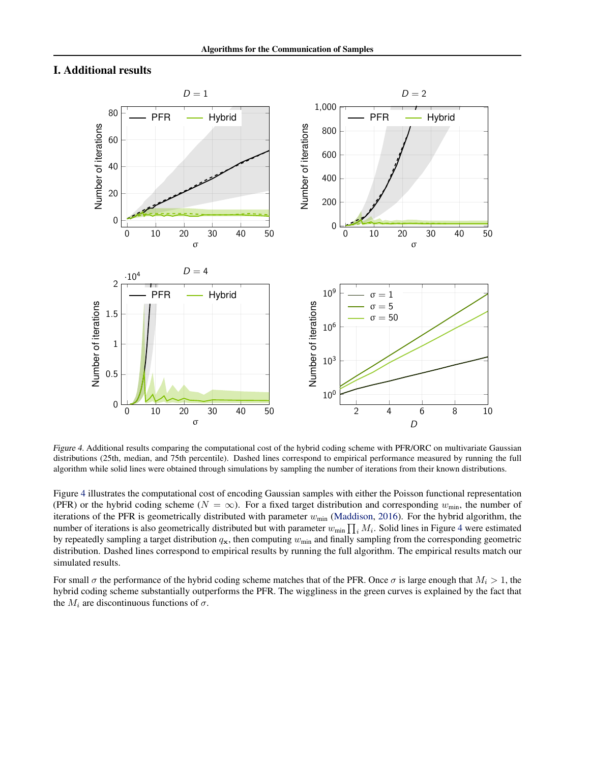# I. Additional results

*Figure 4.* Additional results comparing the computational cost of the hybrid coding scheme with PFR/ORC on multivariate Gaussian distributions (25th, median, and 75th percentile). Dashed lines correspond to empirical performance measured by running the full algorithm while solid lines were obtained through simulations by sampling the number of iterations from their known distributions.

Figure 4 illustrates the computational cost of encoding Gaussian samples with either the Poisson functional representation (PFR) or the hybrid coding scheme ($N = \infty$). For a fixed target distribution and corresponding $w_{\text{min}}$, the number of iterations of the PFR is geometrically distributed with parameter $w_{\text{min}}$ (Maddison, 2016). For the hybrid algorithm, the number of iterations is also geometrically distributed but with parameter $w_{\text{min}} \prod_i M_i$. Solid lines in Figure 4 were estimated by repeatedly sampling a target distribution $q_{\mathbf{x}}$, then computing $w_{\text{min}}$ and finally sampling from the corresponding geometric distribution. Dashed lines correspond to empirical results by running the full algorithm. The empirical results match our simulated results.

For small $\sigma$ the performance of the hybrid coding scheme matches that of the PFR. Once $\sigma$ is large enough that $M_i > 1$, the hybrid coding scheme substantially outperforms the PFR. The wiggliness in the green curves is explained by the fact that the $M_i$ are discontinuous functions of $\sigma$.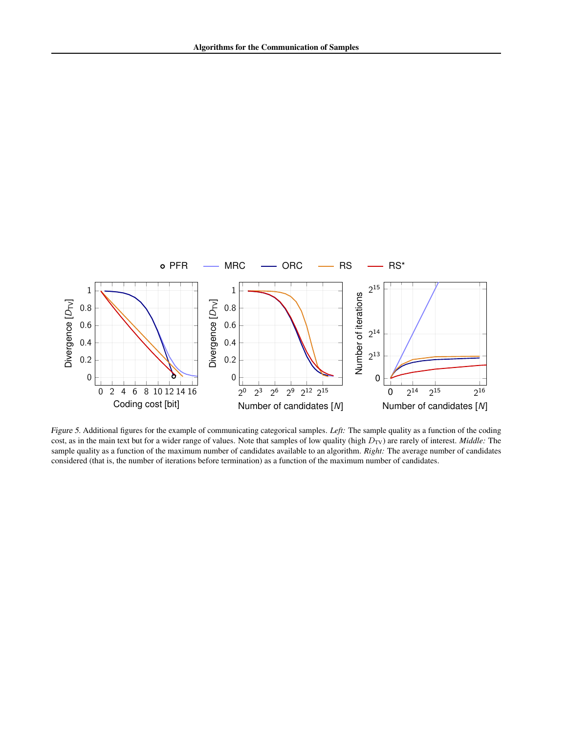PFR MRC ORC RS RS*

Divergence [$D_{\text{TV}}$]

1
0.8
0.6
0.4
0.2
0

0 2 4 6 8 10 12 14 16

Coding cost [bit]

Divergence [$D_{\text{TV}}$]

1
0.8
0.6
0.4
0.2
0

$2^0$ $2^3$ $2^6$ $2^9$ $2^{12}$ $2^{15}$

Number of candidates [$N$]

Number of iterations

$2^{15}$
$2^{14}$
$2^{13}$
0

0 $2^{14}$ $2^{15}$ $2^{16}$

Number of candidates [$N$]

*Figure 5.* Additional figures for the example of communicating categorical samples. *Left:* The sample quality as a function of the coding cost, as in the main text but for a wider range of values. Note that samples of low quality (high $D_{\text{TV}}$) are rarely of interest. *Middle:* The sample quality as a function of the maximum number of candidates available to an algorithm. *Right:* The average number of candidates considered (that is, the number of iterations before termination) as a function of the maximum number of candidates.